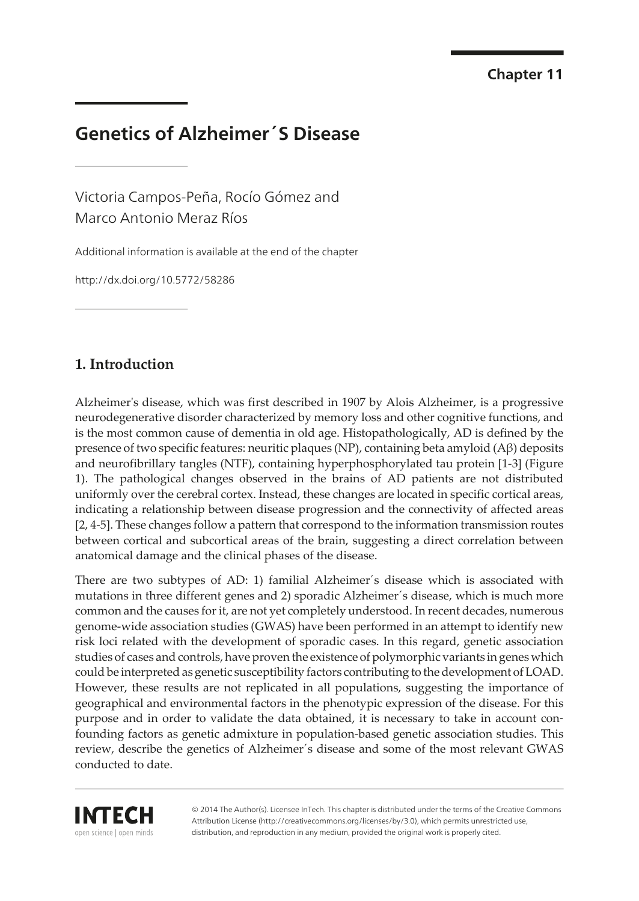Chapter 11

# Genetics of Alzheimer´S Disease

Victoria Campos-Peña, Rocío Gómez and Marco Antonio Meraz Ríos

Additional information is available at the end of the chapter

http://dx.doi.org/10.5772/58286

## 1. Introduction

Alzheimer's disease, which was first described in 1907 by Alois Alzheimer, is a progressive neurodegenerative disorder characterized by memory loss and other cognitive functions, and is the most common cause of dementia in old age. Histopathologically, AD is defined by the presence of two specific features: neuritic plaques (NP), containing beta amyloid (Aβ) deposits and neurofibrillary tangles (NTF), containing hyperphosphorylated tau protein [1-3] (Figure 1). The pathological changes observed in the brains of AD patients are not distributed uniformly over the cerebral cortex. Instead, these changes are located in specific cortical areas, indicating a relationship between disease progression and the connectivity of affected areas [2, 4-5]. These changes follow a pattern that correspond to the information transmission routes between cortical and subcortical areas of the brain, suggesting a direct correlation between anatomical damage and the clinical phases of the disease.

There are two subtypes of AD: 1) familial Alzheimer´s disease which is associated with mutations in three different genes and 2) sporadic Alzheimer´s disease, which is much more common and the causes for it, are not yet completely understood. In recent decades, numerous genome-wide association studies (GWAS) have been performed in an attempt to identify new risk loci related with the development of sporadic cases. In this regard, genetic association studies of cases and controls, have proven the existence of polymorphic variants in genes which could be interpreted as genetic susceptibility factors contributing to the development of LOAD. However, these results are not replicated in all populations, suggesting the importance of geographical and environmental factors in the phenotypic expression of the disease. For this purpose and in order to validate the data obtained, it is necessary to take in account confounding factors as genetic admixture in population-based genetic association studies. This review, describe the genetics of Alzheimer´s disease and some of the most relevant GWAS conducted to date.

© 2014 The Author(s). Licensee InTech. This chapter is distributed under the terms of the Creative Commons Attribution License (http://creativecommons.org/licenses/by/3.0), which permits unrestricted use, distribution, and reproduction in any medium, provided the original work is properly cited.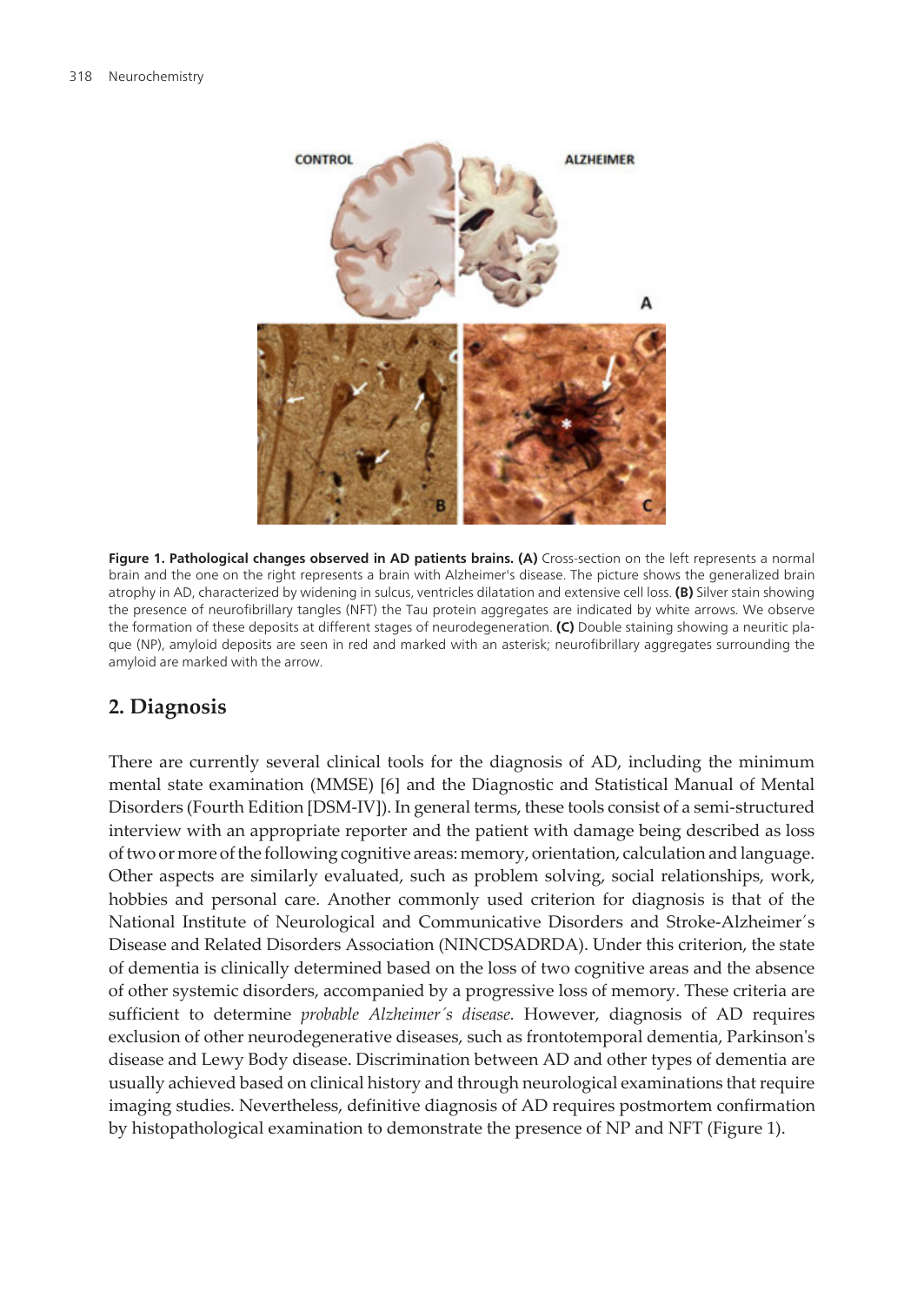**Figure 1. Pathological changes observed in AD patients brains. (A)** Cross-section on the left represents a normal brain and the one on the right represents a brain with Alzheimer's disease. The picture shows the generalized brain atrophy in AD, characterized by widening in sulcus, ventricles dilatation and extensive cell loss. **(B)** Silver stain showing the presence of neurofibrillary tangles (NFT) the Tau protein aggregates are indicated by white arrows. We observe the formation of these deposits at different stages of neurodegeneration. **(C)** Double staining showing a neuritic plaque (NP), amyloid deposits are seen in red and marked with an asterisk; neurofibrillary aggregates surrounding the amyloid are marked with the arrow.

## 2. Diagnosis

There are currently several clinical tools for the diagnosis of AD, including the minimum mental state examination (MMSE) [6] and the Diagnostic and Statistical Manual of Mental Disorders (Fourth Edition [DSM-IV]). In general terms, these tools consist of a semi-structured interview with an appropriate reporter and the patient with damage being described as loss of two or more of the following cognitive areas: memory, orientation, calculation and language. Other aspects are similarly evaluated, such as problem solving, social relationships, work, hobbies and personal care. Another commonly used criterion for diagnosis is that of the National Institute of Neurological and Communicative Disorders and Stroke-Alzheimer´s Disease and Related Disorders Association (NINCDSADRDA). Under this criterion, the state of dementia is clinically determined based on the loss of two cognitive areas and the absence of other systemic disorders, accompanied by a progressive loss of memory. These criteria are sufficient to determine *probable Alzheimer´s disease.* However, diagnosis of AD requires exclusion of other neurodegenerative diseases, such as frontotemporal dementia, Parkinson's disease and Lewy Body disease. Discrimination between AD and other types of dementia are usually achieved based on clinical history and through neurological examinations that require imaging studies. Nevertheless, definitive diagnosis of AD requires postmortem confirmation by histopathological examination to demonstrate the presence of NP and NFT (Figure 1).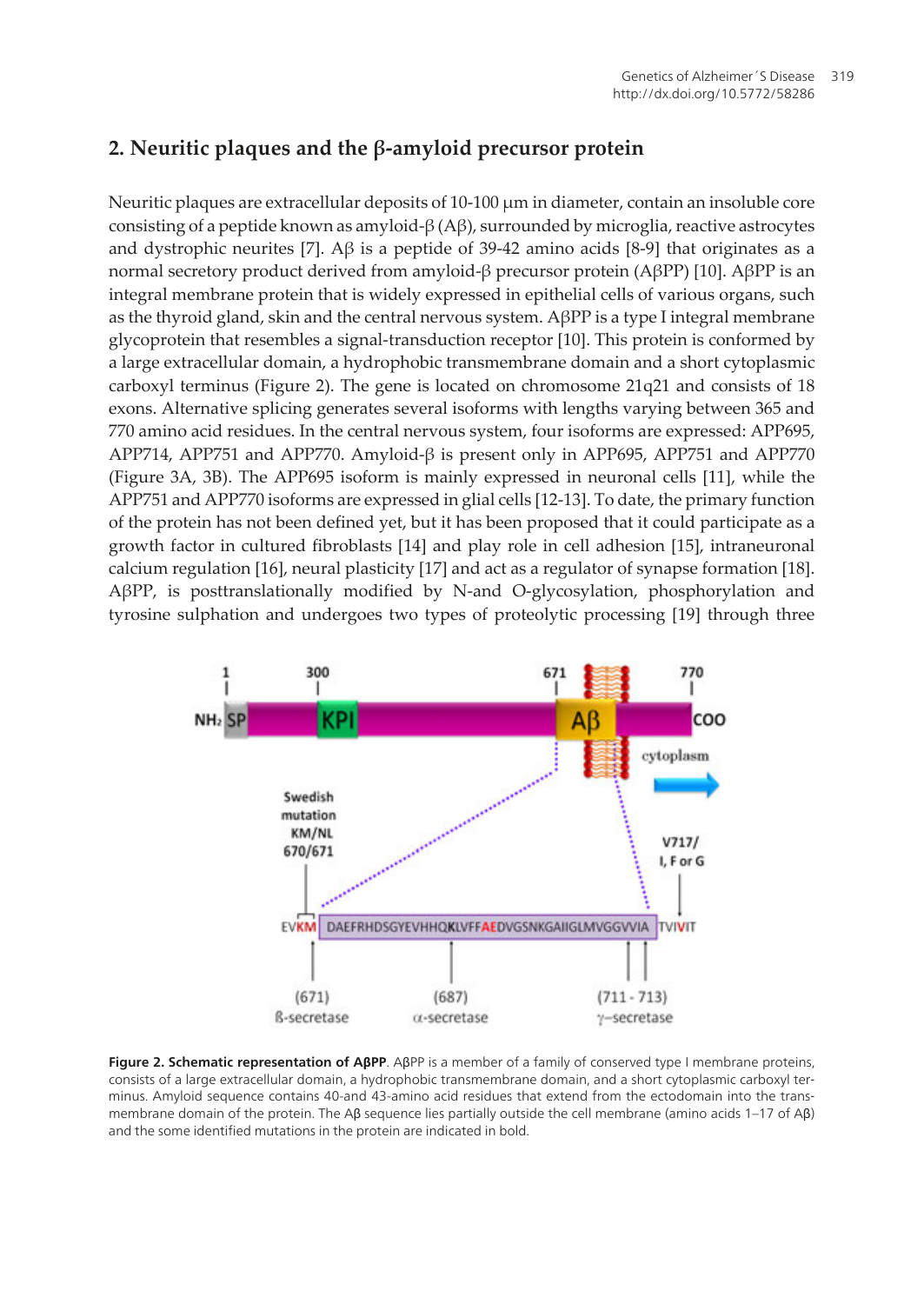## 2. Neuritic plaques and the β-amyloid precursor protein

Neuritic plaques are extracellular deposits of 10-100 μm in diameter, contain an insoluble core consisting of a peptide known as amyloid-β (Aβ), surrounded by microglia, reactive astrocytes and dystrophic neurites [7]. Aβ is a peptide of 39-42 amino acids [8-9] that originates as a normal secretory product derived from amyloid-β precursor protein (AβPP) [10]. AβPP is an integral membrane protein that is widely expressed in epithelial cells of various organs, such as the thyroid gland, skin and the central nervous system. AβPP is a type I integral membrane glycoprotein that resembles a signal-transduction receptor [10]. This protein is conformed by a large extracellular domain, a hydrophobic transmembrane domain and a short cytoplasmic carboxyl terminus (Figure 2). The gene is located on chromosome 21q21 and consists of 18 exons. Alternative splicing generates several isoforms with lengths varying between 365 and 770 amino acid residues. In the central nervous system, four isoforms are expressed: APP695, APP714, APP751 and APP770. Amyloid-β is present only in APP695, APP751 and APP770 (Figure 3A, 3B). The APP695 isoform is mainly expressed in neuronal cells [11], while the APP751 and APP770 isoforms are expressed in glial cells [12-13]. To date, the primary function of the protein has not been defined yet, but it has been proposed that it could participate as a growth factor in cultured fibroblasts [14] and play role in cell adhesion [15], intraneuronal calcium regulation [16], neural plasticity [17] and act as a regulator of synapse formation [18]. AβPP, is posttranslationally modified by N-and O-glycosylation, phosphorylation and tyrosine sulphation and undergoes two types of proteolytic processing [19] through three

**Figure 2. Schematic representation of AβPP**. AβPP is a member of a family of conserved type I membrane proteins, consists of a large extracellular domain, a hydrophobic transmembrane domain, and a short cytoplasmic carboxyl terminus. Amyloid sequence contains 40-and 43-amino acid residues that extend from the ectodomain into the transmembrane domain of the protein. The Aβ sequence lies partially outside the cell membrane (amino acids 1–17 of Aβ) and the some identified mutations in the protein are indicated in bold.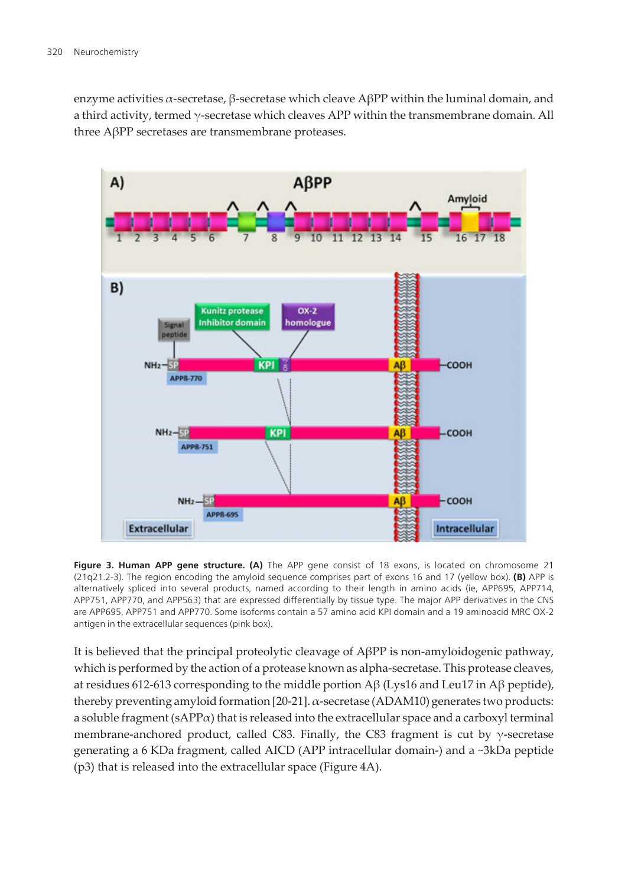enzyme activities α-secretase, β-secretase which cleave AβPP within the luminal domain, and a third activity, termed γ-secretase which cleaves APP within the transmembrane domain. All three AβPP secretases are transmembrane proteases.

**Figure 3. Human APP gene structure. (A)** The APP gene consist of 18 exons, is located on chromosome 21 (21q21.2-3). The region encoding the amyloid sequence comprises part of exons 16 and 17 (yellow box). **(B)** APP is alternatively spliced into several products, named according to their length in amino acids (ie, APP695, APP714, APP751, APP770, and APP563) that are expressed differentially by tissue type. The major APP derivatives in the CNS are APP695, APP751 and APP770. Some isoforms contain a 57 amino acid KPI domain and a 19 aminoacid MRC OX-2 antigen in the extracellular sequences (pink box).

It is believed that the principal proteolytic cleavage of AβPP is non-amyloidogenic pathway, which is performed by the action of a protease known as alpha-secretase. This protease cleaves, at residues 612-613 corresponding to the middle portion Aβ (Lys16 and Leu17 in Aβ peptide), thereby preventing amyloid formation [20-21]. α-secretase (ADAM10) generates two products: a soluble fragment (sAPPα) that is released into the extracellular space and a carboxyl terminal membrane-anchored product, called C83. Finally, the C83 fragment is cut by γ-secretase generating a 6 KDa fragment, called AICD (APP intracellular domain-) and a ~3kDa peptide (p3) that is released into the extracellular space (Figure 4A).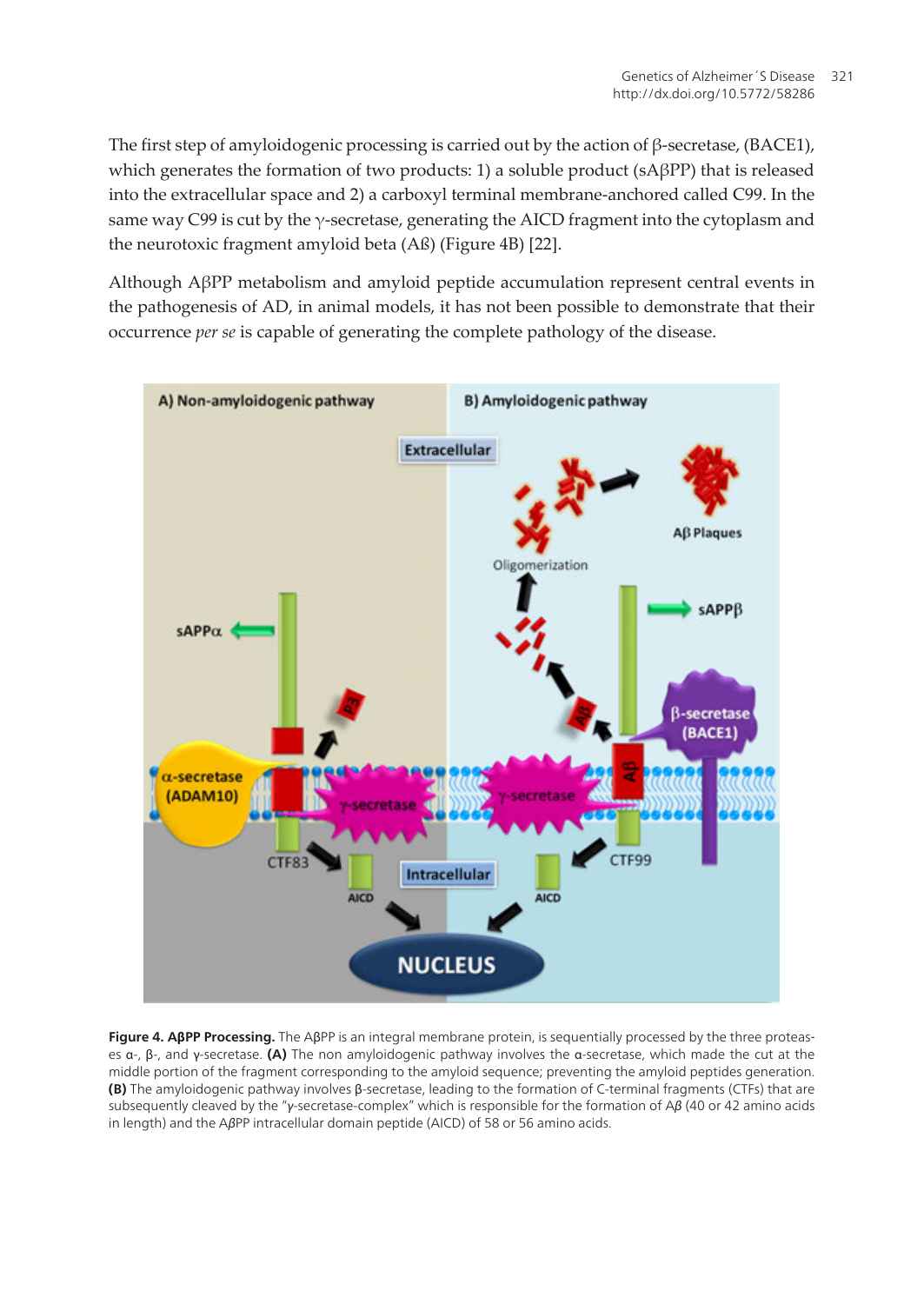The first step of amyloidogenic processing is carried out by the action of β-secretase, (BACE1), which generates the formation of two products: 1) a soluble product (sAβPP) that is released into the extracellular space and 2) a carboxyl terminal membrane-anchored called C99. In the same way C99 is cut by the γ-secretase, generating the AICD fragment into the cytoplasm and the neurotoxic fragment amyloid beta (Aß) (Figure 4B) [22].

Although AβPP metabolism and amyloid peptide accumulation represent central events in the pathogenesis of AD, in animal models, it has not been possible to demonstrate that their occurrence *per se* is capable of generating the complete pathology of the disease.

**Figure 4. AβPP Processing.** The AβPP is an integral membrane protein, is sequentially processed by the three proteases α-, β-, and γ-secretase. **(A)** The non amyloidogenic pathway involves the α-secretase, which made the cut at the middle portion of the fragment corresponding to the amyloid sequence; preventing the amyloid peptides generation. **(B)** The amyloidogenic pathway involves β-secretase, leading to the formation of C-terminal fragments (CTFs) that are subsequently cleaved by the "γ-secretase-complex" which is responsible for the formation of A*β* (40 or 42 amino acids in length) and the AβPP intracellular domain peptide (AICD) of 58 or 56 amino acids.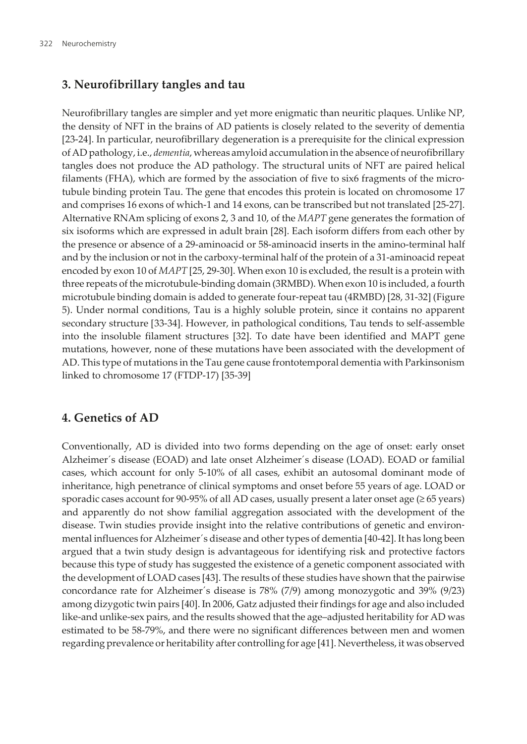## 3. Neurofibrillary tangles and tau

Neurofibrillary tangles are simpler and yet more enigmatic than neuritic plaques. Unlike NP, the density of NFT in the brains of AD patients is closely related to the severity of dementia [23-24]. In particular, neurofibrillary degeneration is a prerequisite for the clinical expression of AD pathology, i.e., *dementia*, whereas amyloid accumulation in the absence of neurofibrillary tangles does not produce the AD pathology. The structural units of NFT are paired helical filaments (FHA), which are formed by the association of five to six6 fragments of the microtubule binding protein Tau. The gene that encodes this protein is located on chromosome 17 and comprises 16 exons of which-1 and 14 exons, can be transcribed but not translated [25-27]. Alternative RNAm splicing of exons 2, 3 and 10, of the *MAPT* gene generates the formation of six isoforms which are expressed in adult brain [28]. Each isoform differs from each other by the presence or absence of a 29-aminoacid or 58-aminoacid inserts in the amino-terminal half and by the inclusion or not in the carboxy-terminal half of the protein of a 31-aminoacid repeat encoded by exon 10 of *MAPT* [25, 29-30]. When exon 10 is excluded, the result is a protein with three repeats of the microtubule-binding domain (3RMBD). When exon 10 is included, a fourth microtubule binding domain is added to generate four-repeat tau (4RMBD) [28, 31-32] (Figure 5). Under normal conditions, Tau is a highly soluble protein, since it contains no apparent secondary structure [33-34]. However, in pathological conditions, Tau tends to self-assemble into the insoluble filament structures [32]. To date have been identified and MAPT gene mutations, however, none of these mutations have been associated with the development of AD. This type of mutations in the Tau gene cause frontotemporal dementia with Parkinsonism linked to chromosome 17 (FTDP-17) [35-39]

## 4. Genetics of AD

Conventionally, AD is divided into two forms depending on the age of onset: early onset Alzheimer´s disease (EOAD) and late onset Alzheimer´s disease (LOAD). EOAD or familial cases, which account for only 5-10% of all cases, exhibit an autosomal dominant mode of inheritance, high penetrance of clinical symptoms and onset before 55 years of age. LOAD or sporadic cases account for 90-95% of all AD cases, usually present a later onset age (≥ 65 years) and apparently do not show familial aggregation associated with the development of the disease. Twin studies provide insight into the relative contributions of genetic and environmental influences for Alzheimer´s disease and other types of dementia [40-42]. It has long been argued that a twin study design is advantageous for identifying risk and protective factors because this type of study has suggested the existence of a genetic component associated with the development of LOAD cases [43]. The results of these studies have shown that the pairwise concordance rate for Alzheimer´s disease is 78% (7/9) among monozygotic and 39% (9/23) among dizygotic twin pairs [40]. In 2006, Gatz adjusted their findings for age and also included like-and unlike-sex pairs, and the results showed that the age–adjusted heritability for AD was estimated to be 58-79%, and there were no significant differences between men and women regarding prevalence or heritability after controlling for age [41]. Nevertheless, it was observed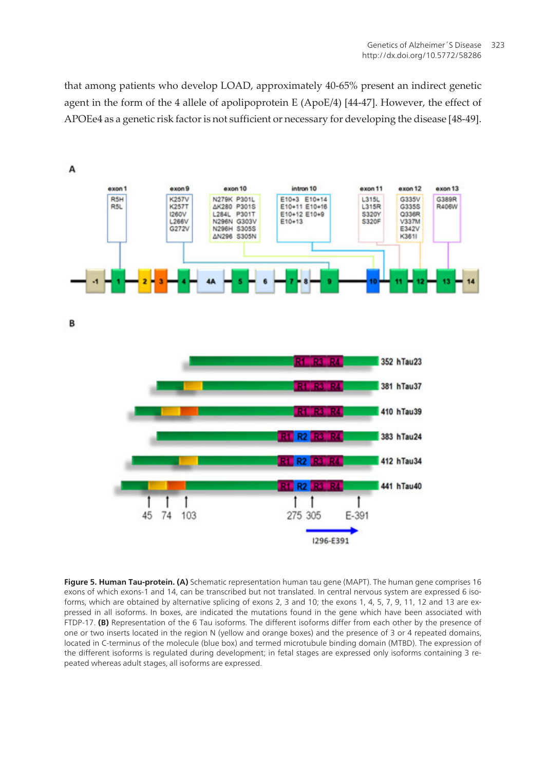that among patients who develop LOAD, approximately 40-65% present an indirect genetic agent in the form of the 4 allele of apolipoprotein E (ApoE/4) [44-47]. However, the effect of APOEe4 as a genetic risk factor is not sufficient or necessary for developing the disease [48-49].

**Figure 5. Human Tau-protein. (A)** Schematic representation human tau gene (MAPT). The human gene comprises 16 exons of which exons-1 and 14, can be transcribed but not translated. In central nervous system are expressed 6 isoforms, which are obtained by alternative splicing of exons 2, 3 and 10; the exons 1, 4, 5, 7, 9, 11, 12 and 13 are expressed in all isoforms. In boxes, are indicated the mutations found in the gene which have been associated with FTDP-17. **(B)** Representation of the 6 Tau isoforms. The different isoforms differ from each other by the presence of one or two inserts located in the region N (yellow and orange boxes) and the presence of 3 or 4 repeated domains, located in C-terminus of the molecule (blue box) and termed microtubule binding domain (MTBD). The expression of the different isoforms is regulated during development; in fetal stages are expressed only isoforms containing 3 repeated whereas adult stages, all isoforms are expressed.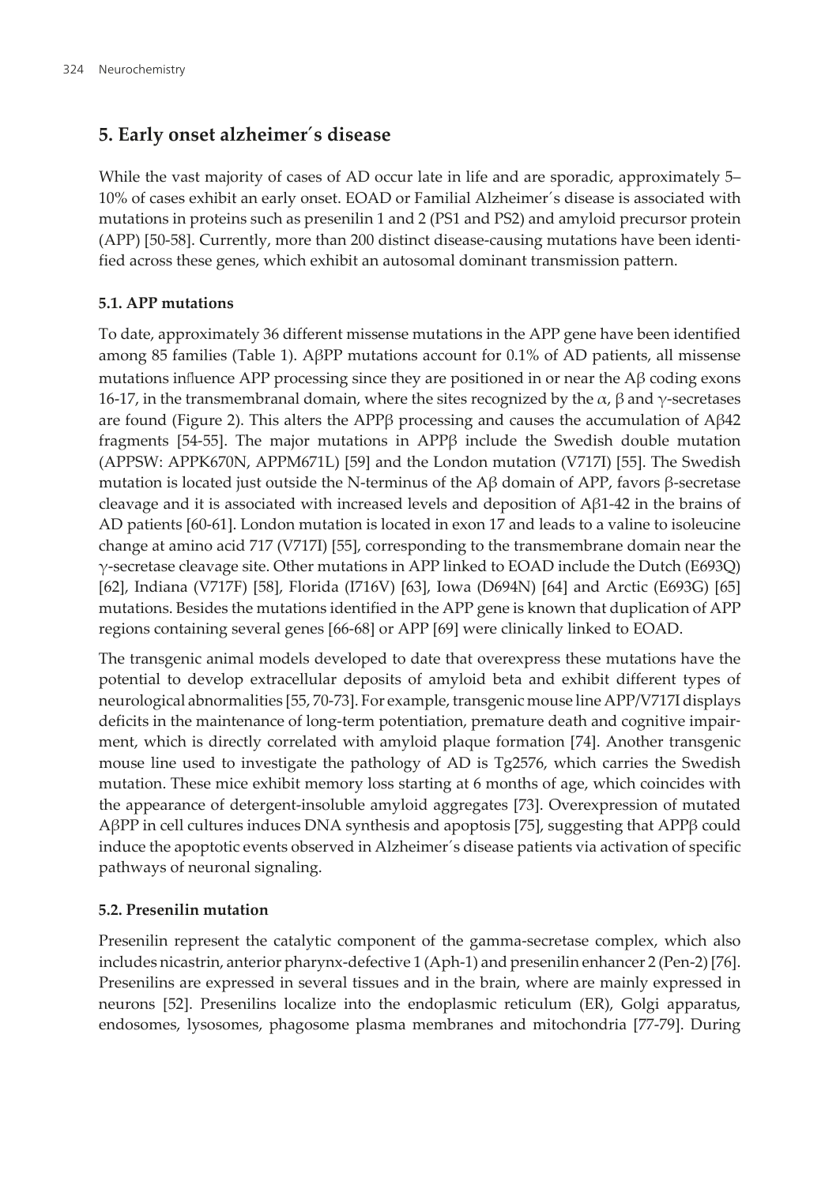## 5. Early onset alzheimer´s disease

While the vast majority of cases of AD occur late in life and are sporadic, approximately 5–10% of cases exhibit an early onset. EOAD or Familial Alzheimer´s disease is associated with mutations in proteins such as presenilin 1 and 2 (PS1 and PS2) and amyloid precursor protein (APP) [50-58]. Currently, more than 200 distinct disease-causing mutations have been identified across these genes, which exhibit an autosomal dominant transmission pattern.

### 5.1. APP mutations

To date, approximately 36 different missense mutations in the APP gene have been identified among 85 families (Table 1). AβPP mutations account for 0.1% of AD patients, all missense mutations influence APP processing since they are positioned in or near the Aβ coding exons 16-17, in the transmembranal domain, where the sites recognized by the α, β and γ-secretases are found (Figure 2). This alters the APPβ processing and causes the accumulation of Aβ42 fragments [54-55]. The major mutations in APPβ include the Swedish double mutation (APPSW: APPK670N, APPM671L) [59] and the London mutation (V717I) [55]. The Swedish mutation is located just outside the N-terminus of the Aβ domain of APP, favors β-secretase cleavage and it is associated with increased levels and deposition of Aβ1-42 in the brains of AD patients [60-61]. London mutation is located in exon 17 and leads to a valine to isoleucine change at amino acid 717 (V717I) [55], corresponding to the transmembrane domain near the γ-secretase cleavage site. Other mutations in APP linked to EOAD include the Dutch (E693Q) [62], Indiana (V717F) [58], Florida (I716V) [63], Iowa (D694N) [64] and Arctic (E693G) [65] mutations. Besides the mutations identified in the APP gene is known that duplication of APP regions containing several genes [66-68] or APP [69] were clinically linked to EOAD.

The transgenic animal models developed to date that overexpress these mutations have the potential to develop extracellular deposits of amyloid beta and exhibit different types of neurological abnormalities [55, 70-73]. For example, transgenic mouse line APP/V717I displays deficits in the maintenance of long-term potentiation, premature death and cognitive impairment, which is directly correlated with amyloid plaque formation [74]. Another transgenic mouse line used to investigate the pathology of AD is Tg2576, which carries the Swedish mutation. These mice exhibit memory loss starting at 6 months of age, which coincides with the appearance of detergent-insoluble amyloid aggregates [73]. Overexpression of mutated AβPP in cell cultures induces DNA synthesis and apoptosis [75], suggesting that APPβ could induce the apoptotic events observed in Alzheimer´s disease patients via activation of specific pathways of neuronal signaling.

### 5.2. Presenilin mutation

Presenilin represent the catalytic component of the gamma-secretase complex, which also includes nicastrin, anterior pharynx-defective 1 (Aph-1) and presenilin enhancer 2 (Pen-2) [76]. Presenilins are expressed in several tissues and in the brain, where are mainly expressed in neurons [52]. Presenilins localize into the endoplasmic reticulum (ER), Golgi apparatus, endosomes, lysosomes, phagosome plasma membranes and mitochondria [77-79]. During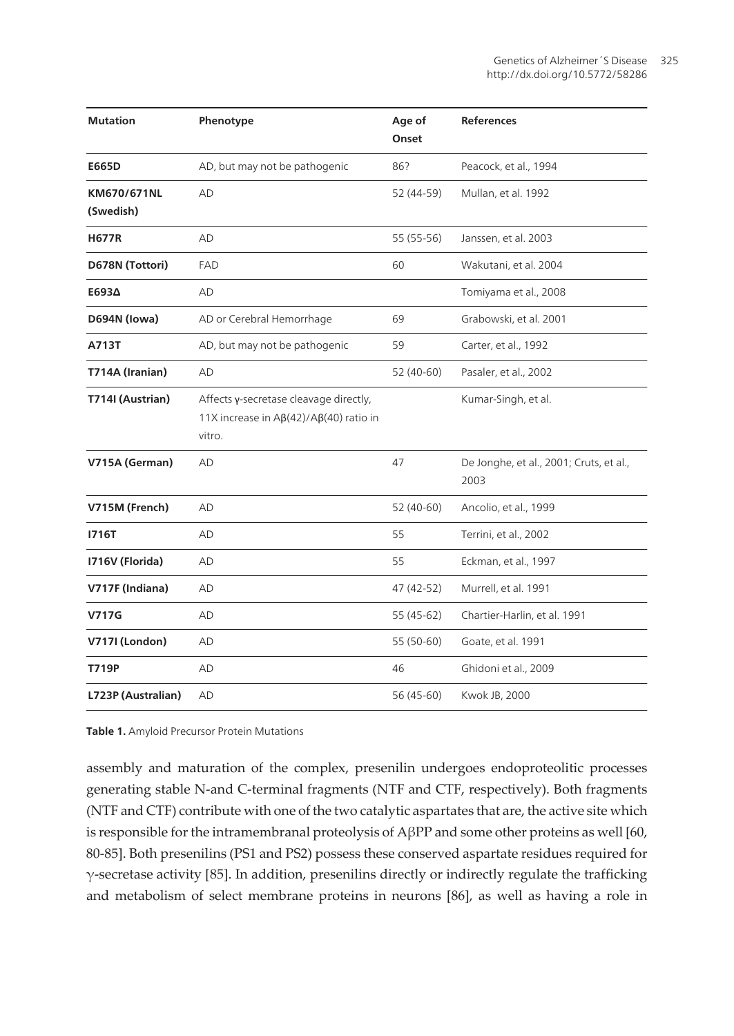| Mutation | Phenotype | Age of Onset | References |
|---|---|---|---|
| **E665D** | AD, but may not be pathogenic | 86? | Peacock, et al., 1994 |
| **KM670/671NL (Swedish)** | AD | 52 (44-59) | Mullan, et al. 1992 |
| **H677R** | AD | 55 (55-56) | Janssen, et al. 2003 |
| **D678N (Tottori)** | FAD | 60 | Wakutani, et al. 2004 |
| **E693Δ** | AD | | Tomiyama et al., 2008 |
| **D694N (Iowa)** | AD or Cerebral Hemorrhage | 69 | Grabowski, et al. 2001 |
| **A713T** | AD, but may not be pathogenic | 59 | Carter, et al., 1992 |
| **T714A (Iranian)** | AD | 52 (40-60) | Pasaler, et al., 2002 |
| **T714I (Austrian)** | Affects γ-secretase cleavage directly, 11X increase in Aβ(42)/Aβ(40) ratio in vitro. | | Kumar-Singh, et al. |
| **V715A (German)** | AD | 47 | De Jonghe, et al., 2001; Cruts, et al., 2003 |
| **V715M (French)** | AD | 52 (40-60) | Ancolio, et al., 1999 |
| **I716T** | AD | 55 | Terrini, et al., 2002 |
| **I716V (Florida)** | AD | 55 | Eckman, et al., 1997 |
| **V717F (Indiana)** | AD | 47 (42-52) | Murrell, et al. 1991 |
| **V717G** | AD | 55 (45-62) | Chartier-Harlin, et al. 1991 |
| **V717I (London)** | AD | 55 (50-60) | Goate, et al. 1991 |
| **T719P** | AD | 46 | Ghidoni et al., 2009 |
| **L723P (Australian)** | AD | 56 (45-60) | Kwok JB, 2000 |

**Table 1.** Amyloid Precursor Protein Mutations

assembly and maturation of the complex, presenilin undergoes endoproteolitic processes generating stable N-and C-terminal fragments (NTF and CTF, respectively). Both fragments (NTF and CTF) contribute with one of the two catalytic aspartates that are, the active site which is responsible for the intramembranal proteolysis of AβPP and some other proteins as well [60, 80-85]. Both presenilins (PS1 and PS2) possess these conserved aspartate residues required for γ-secretase activity [85]. In addition, presenilins directly or indirectly regulate the trafficking and metabolism of select membrane proteins in neurons [86], as well as having a role in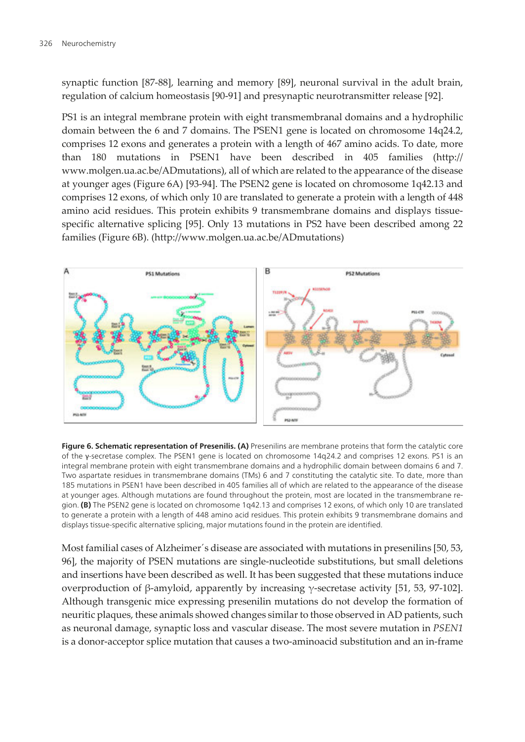synaptic function [87-88], learning and memory [89], neuronal survival in the adult brain, regulation of calcium homeostasis [90-91] and presynaptic neurotransmitter release [92].

PS1 is an integral membrane protein with eight transmembranal domains and a hydrophilic domain between the 6 and 7 domains. The PSEN1 gene is located on chromosome 14q24.2, comprises 12 exons and generates a protein with a length of 467 amino acids. To date, more than 180 mutations in PSEN1 have been described in 405 families (http://www.molgen.ua.ac.be/ADmutations), all of which are related to the appearance of the disease at younger ages (Figure 6A) [93-94]. The PSEN2 gene is located on chromosome 1q42.13 and comprises 12 exons, of which only 10 are translated to generate a protein with a length of 448 amino acid residues. This protein exhibits 9 transmembrane domains and displays tissue-specific alternative splicing [95]. Only 13 mutations in PS2 have been described among 22 families (Figure 6B). (http://www.molgen.ua.ac.be/ADmutations)

**Figure 6. Schematic representation of Presenilis. (A)** Presenilins are membrane proteins that form the catalytic core of the γ-secretase complex. The PSEN1 gene is located on chromosome 14q24.2 and comprises 12 exons. PS1 is an integral membrane protein with eight transmembrane domains and a hydrophilic domain between domains 6 and 7. Two aspartate residues in transmembrane domains (TMs) 6 and 7 constituting the catalytic site. To date, more than 185 mutations in PSEN1 have been described in 405 families all of which are related to the appearance of the disease at younger ages. Although mutations are found throughout the protein, most are located in the transmembrane region. **(B)** The PSEN2 gene is located on chromosome 1q42.13 and comprises 12 exons, of which only 10 are translated to generate a protein with a length of 448 amino acid residues. This protein exhibits 9 transmembrane domains and displays tissue-specific alternative splicing, major mutations found in the protein are identified.

Most familial cases of Alzheimer´s disease are associated with mutations in presenilins [50, 53, 96], the majority of PSEN mutations are single-nucleotide substitutions, but small deletions and insertions have been described as well. It has been suggested that these mutations induce overproduction of β-amyloid, apparently by increasing γ-secretase activity [51, 53, 97-102]. Although transgenic mice expressing presenilin mutations do not develop the formation of neuritic plaques, these animals showed changes similar to those observed in AD patients, such as neuronal damage, synaptic loss and vascular disease. The most severe mutation in *PSEN1* is a donor-acceptor splice mutation that causes a two-aminoacid substitution and an in-frame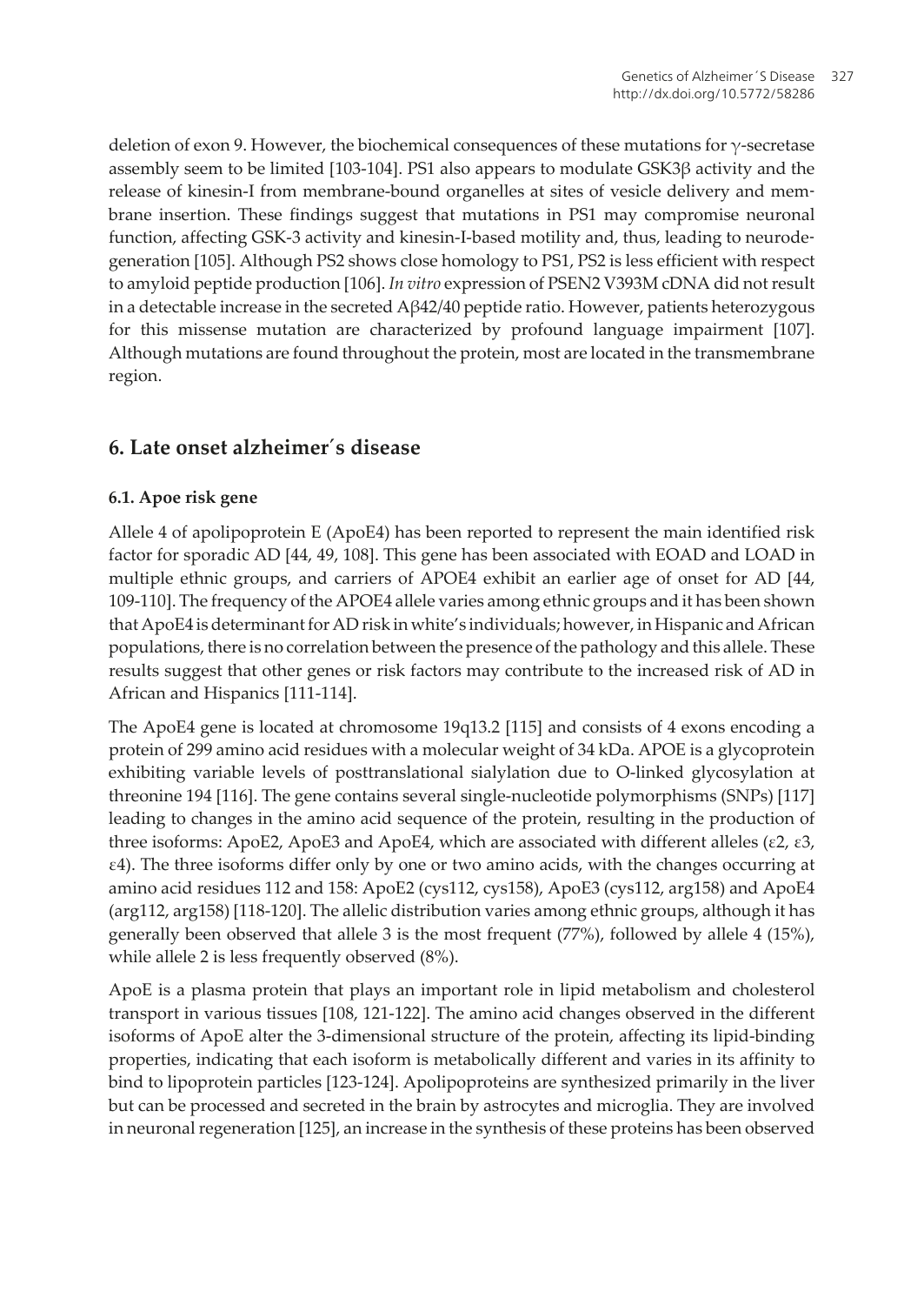deletion of exon 9. However, the biochemical consequences of these mutations for γ-secretase assembly seem to be limited [103-104]. PS1 also appears to modulate GSK3β activity and the release of kinesin-I from membrane-bound organelles at sites of vesicle delivery and membrane insertion. These findings suggest that mutations in PS1 may compromise neuronal function, affecting GSK-3 activity and kinesin-I-based motility and, thus, leading to neurodegeneration [105]. Although PS2 shows close homology to PS1, PS2 is less efficient with respect to amyloid peptide production [106]. *In vitro* expression of PSEN2 V393M cDNA did not result in a detectable increase in the secreted Aβ42/40 peptide ratio. However, patients heterozygous for this missense mutation are characterized by profound language impairment [107]. Although mutations are found throughout the protein, most are located in the transmembrane region.

## 6. Late onset alzheimer´s disease

### 6.1. Apoe risk gene

Allele 4 of apolipoprotein E (ApoE4) has been reported to represent the main identified risk factor for sporadic AD [44, 49, 108]. This gene has been associated with EOAD and LOAD in multiple ethnic groups, and carriers of APOE4 exhibit an earlier age of onset for AD [44, 109-110]. The frequency of the APOE4 allele varies among ethnic groups and it has been shown that ApoE4 is determinant for AD risk in white's individuals; however, in Hispanic and African populations, there is no correlation between the presence of the pathology and this allele. These results suggest that other genes or risk factors may contribute to the increased risk of AD in African and Hispanics [111-114].

The ApoE4 gene is located at chromosome 19q13.2 [115] and consists of 4 exons encoding a protein of 299 amino acid residues with a molecular weight of 34 kDa. APOE is a glycoprotein exhibiting variable levels of posttranslational sialylation due to O-linked glycosylation at threonine 194 [116]. The gene contains several single-nucleotide polymorphisms (SNPs) [117] leading to changes in the amino acid sequence of the protein, resulting in the production of three isoforms: ApoE2, ApoE3 and ApoE4, which are associated with different alleles (ε2, ε3, ε4). The three isoforms differ only by one or two amino acids, with the changes occurring at amino acid residues 112 and 158: ApoE2 (cys112, cys158), ApoE3 (cys112, arg158) and ApoE4 (arg112, arg158) [118-120]. The allelic distribution varies among ethnic groups, although it has generally been observed that allele 3 is the most frequent (77%), followed by allele 4 (15%), while allele 2 is less frequently observed (8%).

ApoE is a plasma protein that plays an important role in lipid metabolism and cholesterol transport in various tissues [108, 121-122]. The amino acid changes observed in the different isoforms of ApoE alter the 3-dimensional structure of the protein, affecting its lipid-binding properties, indicating that each isoform is metabolically different and varies in its affinity to bind to lipoprotein particles [123-124]. Apolipoproteins are synthesized primarily in the liver but can be processed and secreted in the brain by astrocytes and microglia. They are involved in neuronal regeneration [125], an increase in the synthesis of these proteins has been observed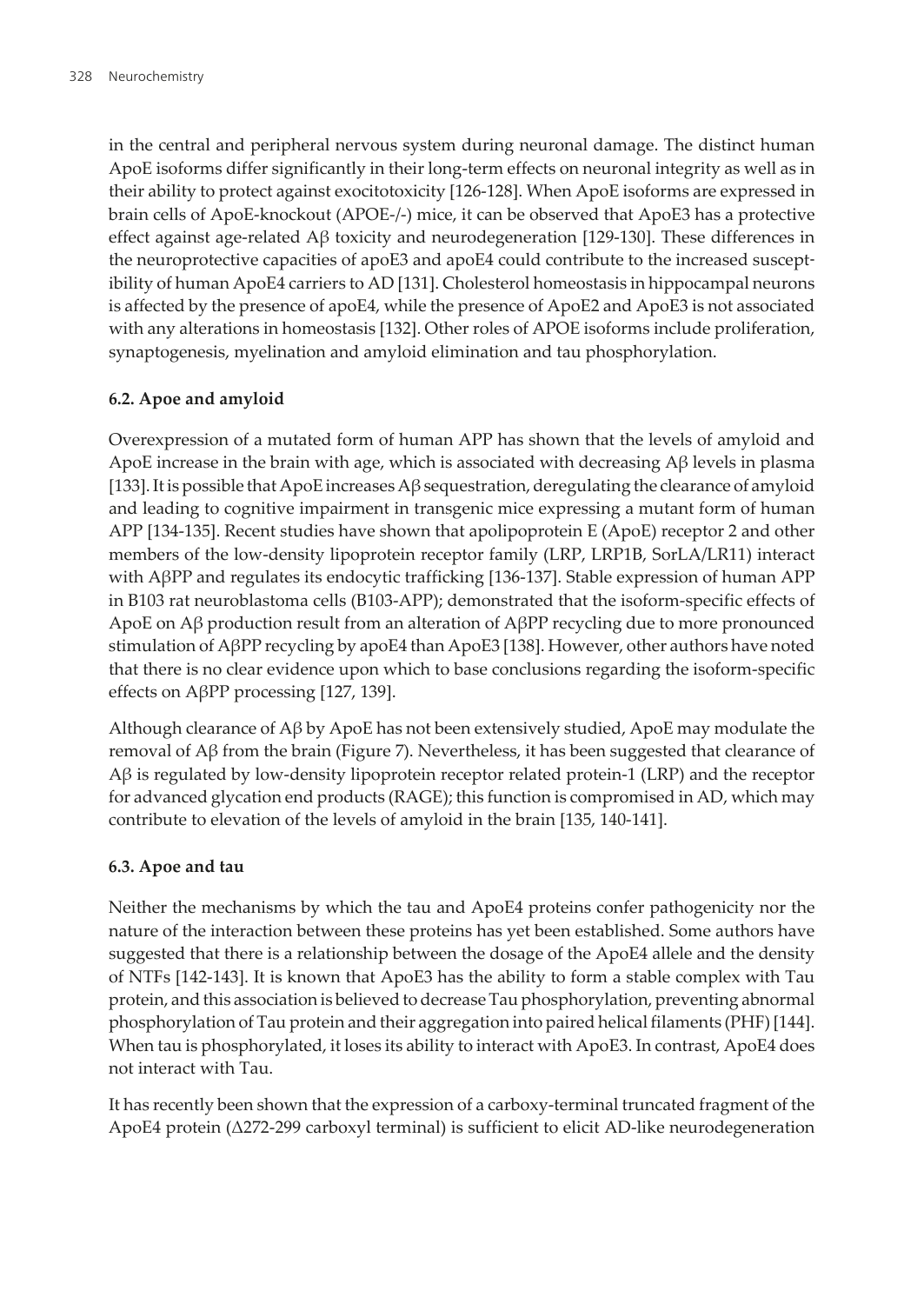in the central and peripheral nervous system during neuronal damage. The distinct human ApoE isoforms differ significantly in their long-term effects on neuronal integrity as well as in their ability to protect against exocitotoxicity [126-128]. When ApoE isoforms are expressed in brain cells of ApoE-knockout (APOE-/-) mice, it can be observed that ApoE3 has a protective effect against age-related Aβ toxicity and neurodegeneration [129-130]. These differences in the neuroprotective capacities of apoE3 and apoE4 could contribute to the increased susceptibility of human ApoE4 carriers to AD [131]. Cholesterol homeostasis in hippocampal neurons is affected by the presence of apoE4, while the presence of ApoE2 and ApoE3 is not associated with any alterations in homeostasis [132]. Other roles of APOE isoforms include proliferation, synaptogenesis, myelination and amyloid elimination and tau phosphorylation.

### 6.2. Apoe and amyloid

Overexpression of a mutated form of human APP has shown that the levels of amyloid and ApoE increase in the brain with age, which is associated with decreasing Aβ levels in plasma [133]. It is possible that ApoE increases Aβ sequestration, deregulating the clearance of amyloid and leading to cognitive impairment in transgenic mice expressing a mutant form of human APP [134-135]. Recent studies have shown that apolipoprotein E (ApoE) receptor 2 and other members of the low-density lipoprotein receptor family (LRP, LRP1B, SorLA/LR11) interact with AβPP and regulates its endocytic trafficking [136-137]. Stable expression of human APP in B103 rat neuroblastoma cells (B103-APP); demonstrated that the isoform-specific effects of ApoE on Aβ production result from an alteration of AβPP recycling due to more pronounced stimulation of AβPP recycling by apoE4 than ApoE3 [138]. However, other authors have noted that there is no clear evidence upon which to base conclusions regarding the isoform-specific effects on AβPP processing [127, 139].

Although clearance of Aβ by ApoE has not been extensively studied, ApoE may modulate the removal of Aβ from the brain (Figure 7). Nevertheless, it has been suggested that clearance of Aβ is regulated by low-density lipoprotein receptor related protein-1 (LRP) and the receptor for advanced glycation end products (RAGE); this function is compromised in AD, which may contribute to elevation of the levels of amyloid in the brain [135, 140-141].

### 6.3. Apoe and tau

Neither the mechanisms by which the tau and ApoE4 proteins confer pathogenicity nor the nature of the interaction between these proteins has yet been established. Some authors have suggested that there is a relationship between the dosage of the ApoE4 allele and the density of NTFs [142-143]. It is known that ApoE3 has the ability to form a stable complex with Tau protein, and this association is believed to decrease Tau phosphorylation, preventing abnormal phosphorylation of Tau protein and their aggregation into paired helical filaments (PHF) [144]. When tau is phosphorylated, it loses its ability to interact with ApoE3. In contrast, ApoE4 does not interact with Tau.

It has recently been shown that the expression of a carboxy-terminal truncated fragment of the ApoE4 protein (Δ272-299 carboxyl terminal) is sufficient to elicit AD-like neurodegeneration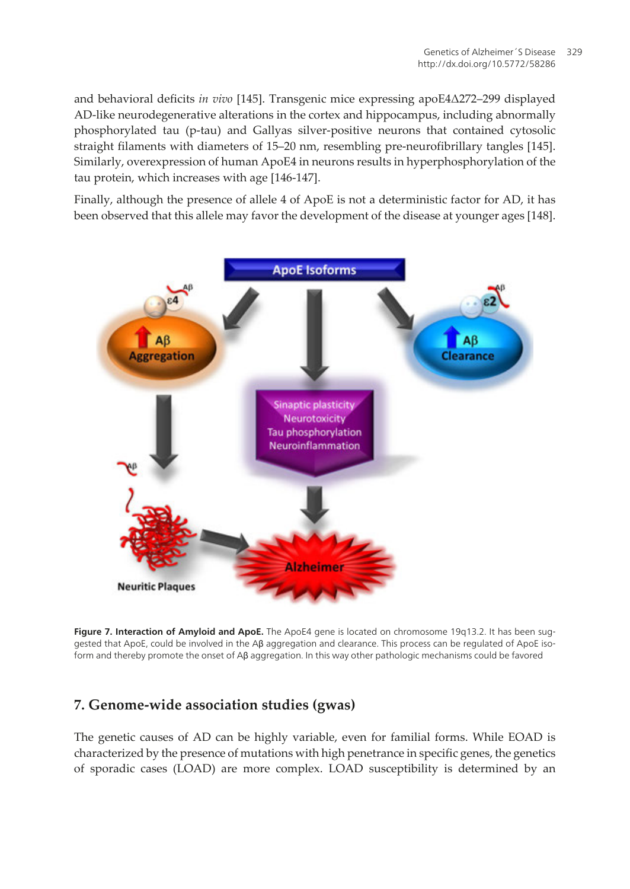and behavioral deficits *in vivo* [145]. Transgenic mice expressing apoE4Δ272–299 displayed AD-like neurodegenerative alterations in the cortex and hippocampus, including abnormally phosphorylated tau (p-tau) and Gallyas silver-positive neurons that contained cytosolic straight filaments with diameters of 15–20 nm, resembling pre-neurofibrillary tangles [145]. Similarly, overexpression of human ApoE4 in neurons results in hyperphosphorylation of the tau protein, which increases with age [146-147].

Finally, although the presence of allele 4 of ApoE is not a deterministic factor for AD, it has been observed that this allele may favor the development of the disease at younger ages [148].

**Figure 7. Interaction of Amyloid and ApoE.** The ApoE4 gene is located on chromosome 19q13.2. It has been suggested that ApoE, could be involved in the Aβ aggregation and clearance. This process can be regulated of ApoE isoform and thereby promote the onset of Aβ aggregation. In this way other pathologic mechanisms could be favored

## 7. Genome-wide association studies (gwas)

The genetic causes of AD can be highly variable, even for familial forms. While EOAD is characterized by the presence of mutations with high penetrance in specific genes, the genetics of sporadic cases (LOAD) are more complex. LOAD susceptibility is determined by an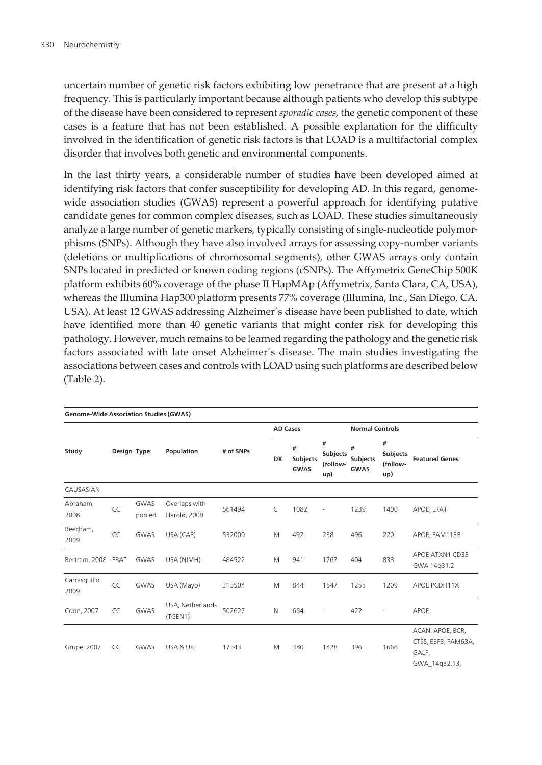uncertain number of genetic risk factors exhibiting low penetrance that are present at a high frequency. This is particularly important because although patients who develop this subtype of the disease have been considered to represent *sporadic cases*, the genetic component of these cases is a feature that has not been established. A possible explanation for the difficulty involved in the identification of genetic risk factors is that LOAD is a multifactorial complex disorder that involves both genetic and environmental components.

In the last thirty years, a considerable number of studies have been developed aimed at identifying risk factors that confer susceptibility for developing AD. In this regard, genome-wide association studies (GWAS) represent a powerful approach for identifying putative candidate genes for common complex diseases, such as LOAD. These studies simultaneously analyze a large number of genetic markers, typically consisting of single-nucleotide polymorphisms (SNPs). Although they have also involved arrays for assessing copy-number variants (deletions or multiplications of chromosomal segments), other GWAS arrays only contain SNPs located in predicted or known coding regions (cSNPs). The Affymetrix GeneChip 500K platform exhibits 60% coverage of the phase II HapMAp (Affymetrix, Santa Clara, CA, USA), whereas the Illumina Hap300 platform presents 77% coverage (Illumina, Inc., San Diego, CA, USA). At least 12 GWAS addressing Alzheimer´s disease have been published to date, which have identified more than 40 genetic variants that might confer risk for developing this pathology. However, much remains to be learned regarding the pathology and the genetic risk factors associated with late onset Alzheimer´s disease. The main studies investigating the associations between cases and controls with LOAD using such platforms are described below (Table 2).

| Genome-Wide Association Studies (GWAS) | | | | | | | | | | |
|---|---|---|---|---|---|---|---|---|---|---|
| | | | | | AD Cases | | | Normal Controls | | |
| Study | Design | Type | Population | # of SNPs | DX | # Subjects GWAS | # Subjects (follow-up) | # Subjects GWAS | # Subjects (follow-up) | Featured Genes |
| CAUSASIAN | | | | | | | | | | |
| Abraham, 2008 | CC | GWAS pooled | Overlaps with Harold, 2009 | 561494 | C | 1082 | - | 1239 | 1400 | APOE, LRAT |
| Beecham, 2009 | CC | GWAS | USA (CAP) | 532000 | M | 492 | 238 | 496 | 220 | APOE, FAM113B |
| Bertram, 2008 | FBAT | GWAS | USA (NIMH) | 484522 | M | 941 | 1767 | 404 | 838 | APOE ATXN1 CD33 GWA 14q31.2 |
| Carrasquillo, 2009 | CC | GWAS | USA (Mayo) | 313504 | M | 844 | 1547 | 1255 | 1209 | APOE PCDH11X |
| Coon, 2007 | CC | GWAS | USA, Netherlands (TGEN1) | 502627 | N | 664 | - | 422 | - | APOE |
| Grupe, 2007 | CC | GWAS | USA & UK | 17343 | M | 380 | 1428 | 396 | 1666 | ACAN, APOE, BCR, CTSS, EBF3, FAM63A, GALP, GWA_14q32.13, |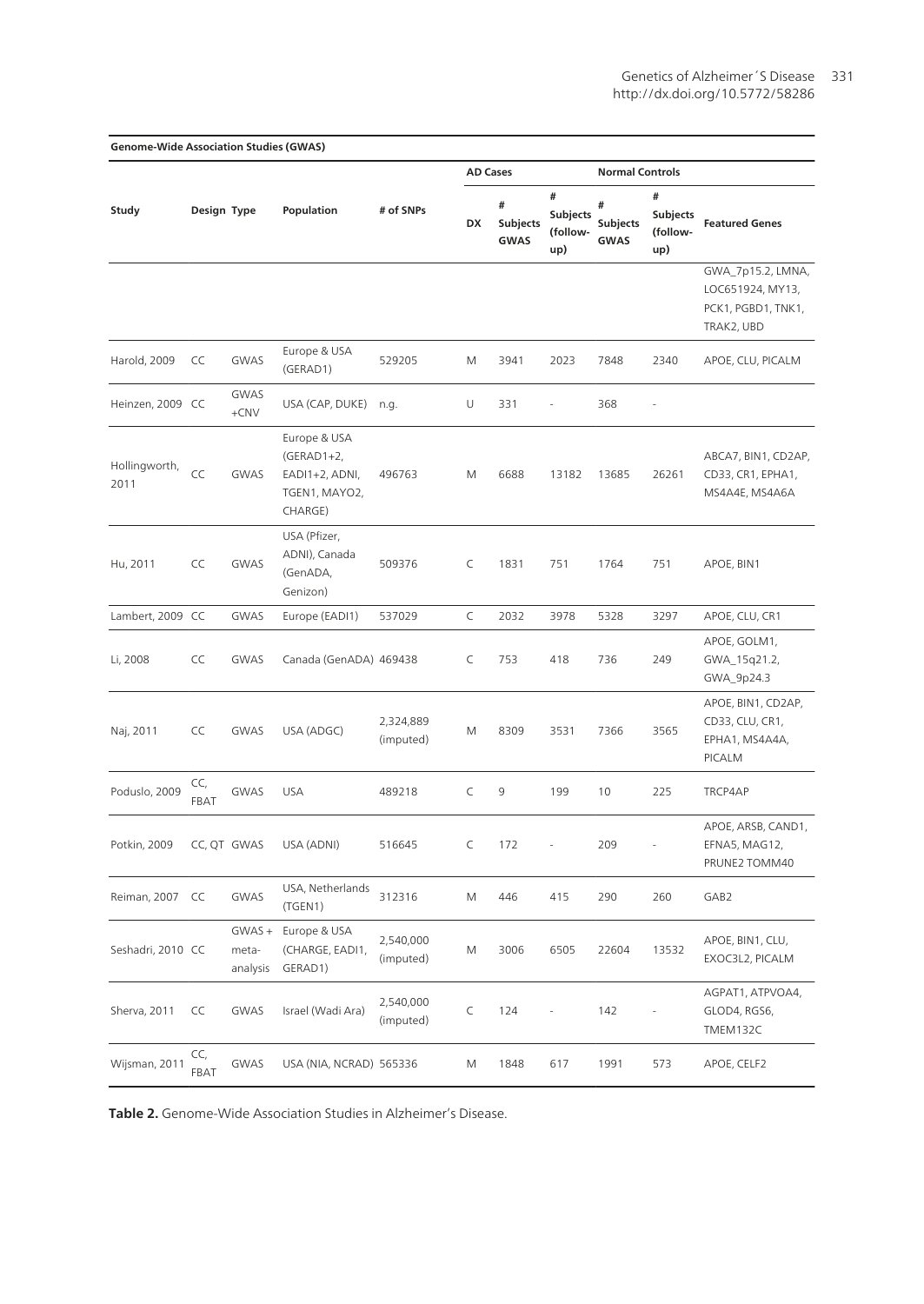| Genome-Wide Association Studies (GWAS) | | | | | | | | | | |
|---|---|---|---|---|---|---|---|---|---|---|
| | | | | | AD Cases | | | Normal Controls | | |
| Study | Design | Type | Population | # of SNPs | DX | # Subjects GWAS | # Subjects (follow-up) | # Subjects GWAS | # Subjects (follow-up) | Featured Genes |
| | | | | | | | | | | GWA_7p15.2, LMNA, LOC651924, MY13, PCK1, PGBD1, TNK1, TRAK2, UBD |
| Harold, 2009 | CC | GWAS | Europe & USA (GERAD1) | 529205 | M | 3941 | 2023 | 7848 | 2340 | APOE, CLU, PICALM |
| Heinzen, 2009 | CC | GWAS +CNV | USA (CAP, DUKE) | n.g. | U | 331 | - | 368 | - | |
| Hollingworth, 2011 | CC | GWAS | Europe & USA (GERAD1+2, EADI1+2, ADNI, TGEN1, MAYO2, CHARGE) | 496763 | M | 6688 | 13182 | 13685 | 26261 | ABCA7, BIN1, CD2AP, CD33, CR1, EPHA1, MS4A4E, MS4A6A |
| Hu, 2011 | CC | GWAS | USA (Pfizer, ADNI), Canada (GenADA, Genizon) | 509376 | C | 1831 | 751 | 1764 | 751 | APOE, BIN1 |
| Lambert, 2009 | CC | GWAS | Europe (EADI1) | 537029 | C | 2032 | 3978 | 5328 | 3297 | APOE, CLU, CR1 |
| Li, 2008 | CC | GWAS | Canada (GenADA) | 469438 | C | 753 | 418 | 736 | 249 | APOE, GOLM1, GWA_15q21.2, GWA_9p24.3 |
| Naj, 2011 | CC | GWAS | USA (ADGC) | 2,324,889 (imputed) | M | 8309 | 3531 | 7366 | 3565 | APOE, BIN1, CD2AP, CD33, CLU, CR1, EPHA1, MS4A4A, PICALM |
| Poduslo, 2009 | CC, FBAT | GWAS | USA | 489218 | C | 9 | 199 | 10 | 225 | TRCP4AP |
| Potkin, 2009 | CC, QT | GWAS | USA (ADNI) | 516645 | C | 172 | - | 209 | - | APOE, ARSB, CAND1, EFNA5, MAG12, PRUNE2 TOMM40 |
| Reiman, 2007 | CC | GWAS | USA, Netherlands (TGEN1) | 312316 | M | 446 | 415 | 290 | 260 | GAB2 |
| Seshadri, 2010 | CC | GWAS + meta-analysis | Europe & USA (CHARGE, EADI1, GERAD1) | 2,540,000 (imputed) | M | 3006 | 6505 | 22604 | 13532 | APOE, BIN1, CLU, EXOC3L2, PICALM |
| Sherva, 2011 | CC | GWAS | Israel (Wadi Ara) | 2,540,000 (imputed) | C | 124 | - | 142 | - | AGPAT1, ATPVOA4, GLOD4, RGS6, TMEM132C |
| Wijsman, 2011 | CC, FBAT | GWAS | USA (NIA, NCRAD) | 565336 | M | 1848 | 617 | 1991 | 573 | APOE, CELF2 |

**Table 2.** Genome-Wide Association Studies in Alzheimer's Disease.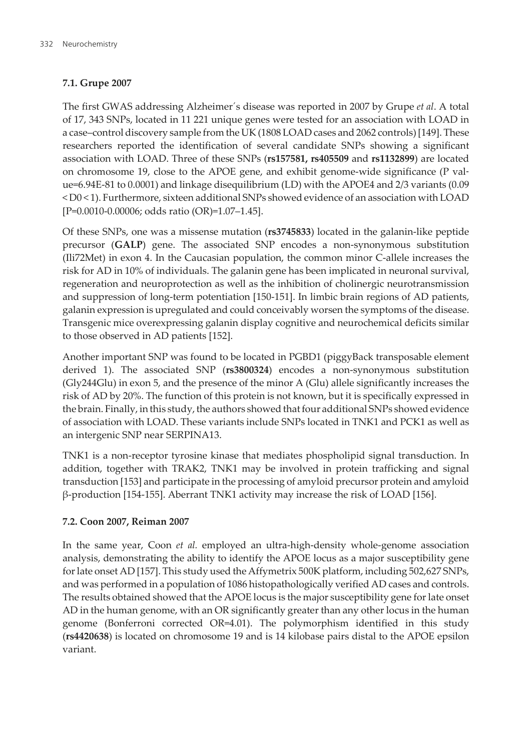### 7.1. Grupe 2007

The first GWAS addressing Alzheimer´s disease was reported in 2007 by Grupe *et al*. A total of 17, 343 SNPs, located in 11 221 unique genes were tested for an association with LOAD in a case–control discovery sample from the UK (1808 LOAD cases and 2062 controls) [149]. These researchers reported the identification of several candidate SNPs showing a significant association with LOAD. Three of these SNPs (**rs157581, rs405509** and **rs1132899**) are located on chromosome 19, close to the APOE gene, and exhibit genome-wide significance (P value=6.94E-81 to 0.0001) and linkage disequilibrium (LD) with the APOE4 and 2/3 variants (0.09 < D0 < 1). Furthermore, sixteen additional SNPs showed evidence of an association with LOAD [P=0.0010-0.00006; odds ratio (OR)=1.07–1.45].

Of these SNPs, one was a missense mutation (**rs3745833**) located in the galanin-like peptide precursor (**GALP**) gene. The associated SNP encodes a non-synonymous substitution (Ili72Met) in exon 4. In the Caucasian population, the common minor C-allele increases the risk for AD in 10% of individuals. The galanin gene has been implicated in neuronal survival, regeneration and neuroprotection as well as the inhibition of cholinergic neurotransmission and suppression of long-term potentiation [150-151]. In limbic brain regions of AD patients, galanin expression is upregulated and could conceivably worsen the symptoms of the disease. Transgenic mice overexpressing galanin display cognitive and neurochemical deficits similar to those observed in AD patients [152].

Another important SNP was found to be located in PGBD1 (piggyBack transposable element derived 1). The associated SNP (**rs3800324**) encodes a non-synonymous substitution (Gly244Glu) in exon 5, and the presence of the minor A (Glu) allele significantly increases the risk of AD by 20%. The function of this protein is not known, but it is specifically expressed in the brain. Finally, in this study, the authors showed that four additional SNPs showed evidence of association with LOAD. These variants include SNPs located in TNK1 and PCK1 as well as an intergenic SNP near SERPINA13.

TNK1 is a non-receptor tyrosine kinase that mediates phospholipid signal transduction. In addition, together with TRAK2, TNK1 may be involved in protein trafficking and signal transduction [153] and participate in the processing of amyloid precursor protein and amyloid β-production [154-155]. Aberrant TNK1 activity may increase the risk of LOAD [156].

### 7.2. Coon 2007, Reiman 2007

In the same year, Coon *et al.* employed an ultra-high-density whole-genome association analysis, demonstrating the ability to identify the APOE locus as a major susceptibility gene for late onset AD [157]. This study used the Affymetrix 500K platform, including 502,627 SNPs, and was performed in a population of 1086 histopathologically verified AD cases and controls. The results obtained showed that the APOE locus is the major susceptibility gene for late onset AD in the human genome, with an OR significantly greater than any other locus in the human genome (Bonferroni corrected OR=4.01). The polymorphism identified in this study (**rs4420638**) is located on chromosome 19 and is 14 kilobase pairs distal to the APOE epsilon variant.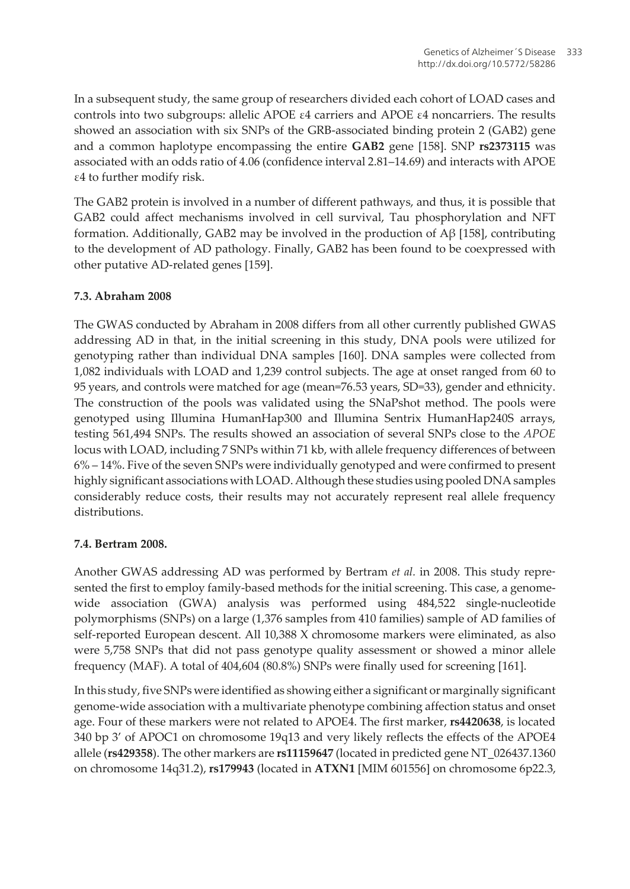In a subsequent study, the same group of researchers divided each cohort of LOAD cases and controls into two subgroups: allelic APOE ε4 carriers and APOE ε4 noncarriers. The results showed an association with six SNPs of the GRB-associated binding protein 2 (GAB2) gene and a common haplotype encompassing the entire **GAB2** gene [158]. SNP **rs2373115** was associated with an odds ratio of 4.06 (confidence interval 2.81–14.69) and interacts with APOE ε4 to further modify risk.

The GAB2 protein is involved in a number of different pathways, and thus, it is possible that GAB2 could affect mechanisms involved in cell survival, Tau phosphorylation and NFT formation. Additionally, GAB2 may be involved in the production of Aβ [158], contributing to the development of AD pathology. Finally, GAB2 has been found to be coexpressed with other putative AD-related genes [159].

### 7.3. Abraham 2008

The GWAS conducted by Abraham in 2008 differs from all other currently published GWAS addressing AD in that, in the initial screening in this study, DNA pools were utilized for genotyping rather than individual DNA samples [160]. DNA samples were collected from 1,082 individuals with LOAD and 1,239 control subjects. The age at onset ranged from 60 to 95 years, and controls were matched for age (mean=76.53 years, SD=33), gender and ethnicity. The construction of the pools was validated using the SNaPshot method. The pools were genotyped using Illumina HumanHap300 and Illumina Sentrix HumanHap240S arrays, testing 561,494 SNPs. The results showed an association of several SNPs close to the *APOE* locus with LOAD, including 7 SNPs within 71 kb, with allele frequency differences of between 6% – 14%. Five of the seven SNPs were individually genotyped and were confirmed to present highly significant associations with LOAD. Although these studies using pooled DNA samples considerably reduce costs, their results may not accurately represent real allele frequency distributions.

### 7.4. Bertram 2008.

Another GWAS addressing AD was performed by Bertram *et al.* in 2008. This study represented the first to employ family-based methods for the initial screening. This case, a genome-wide association (GWA) analysis was performed using 484,522 single-nucleotide polymorphisms (SNPs) on a large (1,376 samples from 410 families) sample of AD families of self-reported European descent. All 10,388 X chromosome markers were eliminated, as also were 5,758 SNPs that did not pass genotype quality assessment or showed a minor allele frequency (MAF). A total of 404,604 (80.8%) SNPs were finally used for screening [161].

In this study, five SNPs were identified as showing either a significant or marginally significant genome-wide association with a multivariate phenotype combining affection status and onset age. Four of these markers were not related to APOE4. The first marker, **rs4420638**, is located 340 bp 3′ of APOC1 on chromosome 19q13 and very likely reflects the effects of the APOE4 allele (**rs429358**). The other markers are **rs11159647** (located in predicted gene NT_026437.1360 on chromosome 14q31.2), **rs179943** (located in **ATXN1** [MIM 601556] on chromosome 6p22.3,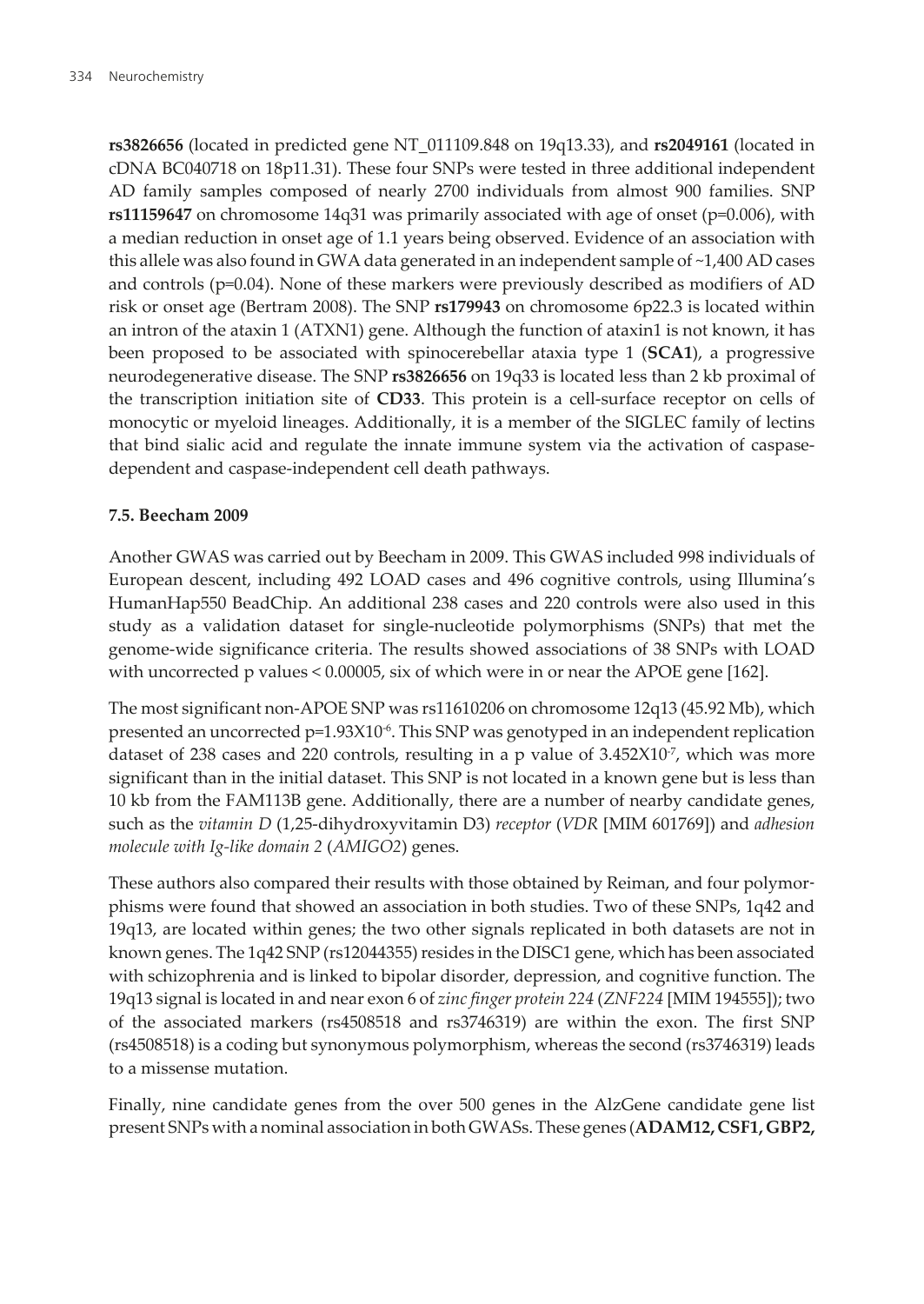**rs3826656** (located in predicted gene NT_011109.848 on 19q13.33), and **rs2049161** (located in cDNA BC040718 on 18p11.31). These four SNPs were tested in three additional independent AD family samples composed of nearly 2700 individuals from almost 900 families. SNP **rs11159647** on chromosome 14q31 was primarily associated with age of onset (p=0.006), with a median reduction in onset age of 1.1 years being observed. Evidence of an association with this allele was also found in GWA data generated in an independent sample of ~1,400 AD cases and controls (p=0.04). None of these markers were previously described as modifiers of AD risk or onset age (Bertram 2008). The SNP **rs179943** on chromosome 6p22.3 is located within an intron of the ataxin 1 (ATXN1) gene. Although the function of ataxin1 is not known, it has been proposed to be associated with spinocerebellar ataxia type 1 (**SCA1**), a progressive neurodegenerative disease. The SNP **rs3826656** on 19q33 is located less than 2 kb proximal of the transcription initiation site of **CD33**. This protein is a cell-surface receptor on cells of monocytic or myeloid lineages. Additionally, it is a member of the SIGLEC family of lectins that bind sialic acid and regulate the innate immune system via the activation of caspase-dependent and caspase-independent cell death pathways.

### 7.5. Beecham 2009

Another GWAS was carried out by Beecham in 2009. This GWAS included 998 individuals of European descent, including 492 LOAD cases and 496 cognitive controls, using Illumina's HumanHap550 BeadChip. An additional 238 cases and 220 controls were also used in this study as a validation dataset for single-nucleotide polymorphisms (SNPs) that met the genome-wide significance criteria. The results showed associations of 38 SNPs with LOAD with uncorrected p values < 0.00005, six of which were in or near the APOE gene [162].

The most significant non-APOE SNP was rs11610206 on chromosome 12q13 (45.92 Mb), which presented an uncorrected p=$1.93 \times 10^{-6}$. This SNP was genotyped in an independent replication dataset of 238 cases and 220 controls, resulting in a p value of $3.452 \times 10^{-7}$, which was more significant than in the initial dataset. This SNP is not located in a known gene but is less than 10 kb from the FAM113B gene. Additionally, there are a number of nearby candidate genes, such as the *vitamin D* (1,25-dihydroxyvitamin D3) *receptor* (*VDR* [MIM 601769]) and *adhesion molecule with Ig-like domain 2* (*AMIGO2*) genes.

These authors also compared their results with those obtained by Reiman, and four polymorphisms were found that showed an association in both studies. Two of these SNPs, 1q42 and 19q13, are located within genes; the two other signals replicated in both datasets are not in known genes. The 1q42 SNP (rs12044355) resides in the DISC1 gene, which has been associated with schizophrenia and is linked to bipolar disorder, depression, and cognitive function. The 19q13 signal is located in and near exon 6 of *zinc finger protein 224* (*ZNF224* [MIM 194555]); two of the associated markers (rs4508518 and rs3746319) are within the exon. The first SNP (rs4508518) is a coding but synonymous polymorphism, whereas the second (rs3746319) leads to a missense mutation.

Finally, nine candidate genes from the over 500 genes in the AlzGene candidate gene list present SNPs with a nominal association in both GWASs. These genes (**ADAM12, CSF1, GBP2,**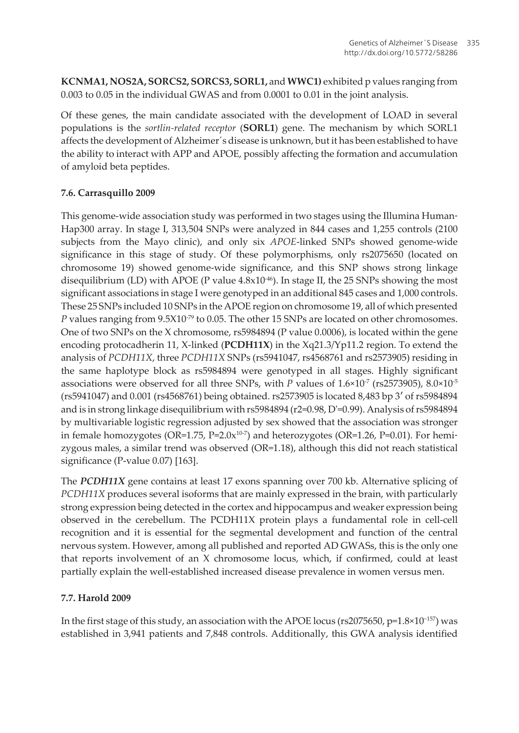**KCNMA1, NOS2A, SORCS2, SORCS3, SORL1,** and **WWC1)** exhibited p values ranging from 0.003 to 0.05 in the individual GWAS and from 0.0001 to 0.01 in the joint analysis.

Of these genes, the main candidate associated with the development of LOAD in several populations is the *sortlin-related receptor* (**SORL1**) gene. The mechanism by which SORL1 affects the development of Alzheimer´s disease is unknown, but it has been established to have the ability to interact with APP and APOE, possibly affecting the formation and accumulation of amyloid beta peptides.

### 7.6. Carrasquillo 2009

This genome-wide association study was performed in two stages using the Illumina Human-Hap300 array. In stage I, 313,504 SNPs were analyzed in 844 cases and 1,255 controls (2100 subjects from the Mayo clinic), and only six *APOE*-linked SNPs showed genome-wide significance in this stage of study. Of these polymorphisms, only rs2075650 (located on chromosome 19) showed genome-wide significance, and this SNP shows strong linkage disequilibrium (LD) with APOE (P value $4.8 \times 10^{-46}$). In stage II, the 25 SNPs showing the most significant associations in stage I were genotyped in an additional 845 cases and 1,000 controls. These 25 SNPs included 10 SNPs in the APOE region on chromosome 19, all of which presented *P* values ranging from $9.5 \mathrm{X} 10^{-79}$ to 0.05. The other 15 SNPs are located on other chromosomes. One of two SNPs on the X chromosome, rs5984894 (P value 0.0006), is located within the gene encoding protocadherin 11, X-linked (**PCDH11X**) in the Xq21.3/Yp11.2 region. To extend the analysis of *PCDH11X*, three *PCDH11X* SNPs (rs5941047, rs4568761 and rs2573905) residing in the same haplotype block as rs5984894 were genotyped in all stages. Highly significant associations were observed for all three SNPs, with *P* values of $1.6 \times 10^{-7}$ (rs2573905), $8.0 \times 10^{-5}$ (rs5941047) and 0.001 (rs4568761) being obtained. rs2573905 is located 8,483 bp 3′ of rs5984894 and is in strong linkage disequilibrium with rs5984894 ($r2=0.98$, $D'=0.99$). Analysis of rs5984894 by multivariable logistic regression adjusted by sex showed that the association was stronger in female homozygotes (OR=1.75, $P=2.0x^{10-7}$) and heterozygotes (OR=1.26, P=0.01). For hemizygous males, a similar trend was observed (OR=1.18), although this did not reach statistical significance (P-value 0.07) [163].

The ***PCDH11X*** gene contains at least 17 exons spanning over 700 kb. Alternative splicing of *PCDH11X* produces several isoforms that are mainly expressed in the brain, with particularly strong expression being detected in the cortex and hippocampus and weaker expression being observed in the cerebellum. The PCDH11X protein plays a fundamental role in cell-cell recognition and it is essential for the segmental development and function of the central nervous system. However, among all published and reported AD GWASs, this is the only one that reports involvement of an X chromosome locus, which, if confirmed, could at least partially explain the well-established increased disease prevalence in women versus men.

### 7.7. Harold 2009

In the first stage of this study, an association with the APOE locus (rs2075650, $p=1.8 \times 10^{-157}$) was established in 3,941 patients and 7,848 controls. Additionally, this GWA analysis identified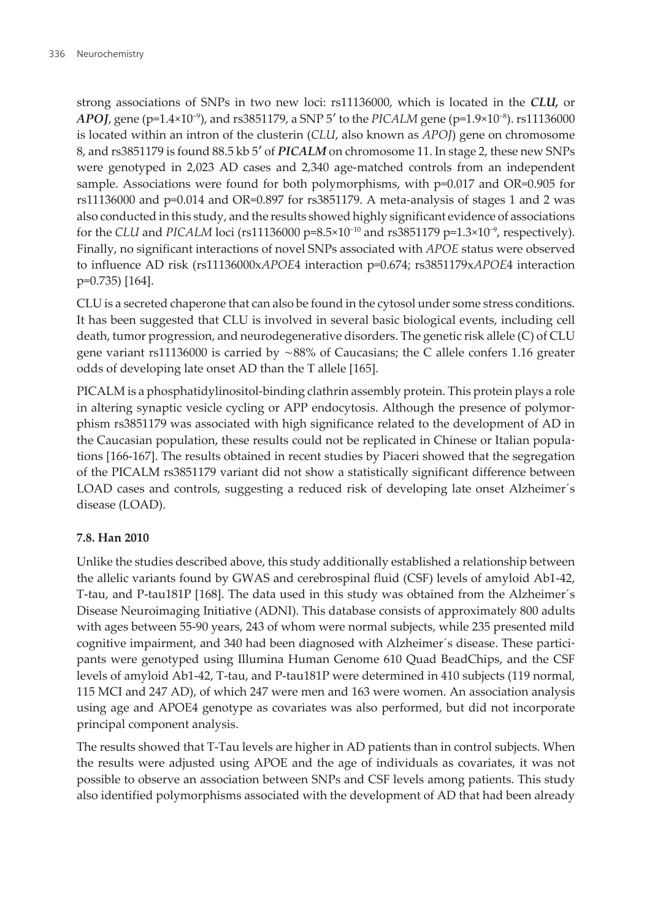strong associations of SNPs in two new loci: rs11136000, which is located in the ***CLU,*** or ***APOJ***, gene (p=$1.4\times10^{-9}$), and rs3851179, a SNP 5′ to the *PICALM* gene (p=$1.9\times10^{-8}$). rs11136000 is located within an intron of the clusterin (*CLU*, also known as *APOJ*) gene on chromosome 8, and rs3851179 is found 88.5 kb 5′ of ***PICALM*** on chromosome 11. In stage 2, these new SNPs were genotyped in 2,023 AD cases and 2,340 age-matched controls from an independent sample. Associations were found for both polymorphisms, with p=0.017 and OR=0.905 for rs11136000 and p=0.014 and OR=0.897 for rs3851179. A meta-analysis of stages 1 and 2 was also conducted in this study, and the results showed highly significant evidence of associations for the *CLU* and *PICALM* loci (rs11136000 p=$8.5\times10^{-10}$ and rs3851179 p=$1.3\times10^{-9}$, respectively). Finally, no significant interactions of novel SNPs associated with *APOE* status were observed to influence AD risk (rs11136000x*APOE*4 interaction p=0.674; rs3851179x*APOE*4 interaction p=0.735) [164].

CLU is a secreted chaperone that can also be found in the cytosol under some stress conditions. It has been suggested that CLU is involved in several basic biological events, including cell death, tumor progression, and neurodegenerative disorders. The genetic risk allele (C) of CLU gene variant rs11136000 is carried by ~88% of Caucasians; the C allele confers 1.16 greater odds of developing late onset AD than the T allele [165].

PICALM is a phosphatidylinositol-binding clathrin assembly protein. This protein plays a role in altering synaptic vesicle cycling or APP endocytosis. Although the presence of polymorphism rs3851179 was associated with high significance related to the development of AD in the Caucasian population, these results could not be replicated in Chinese or Italian populations [166-167]. The results obtained in recent studies by Piaceri showed that the segregation of the PICALM rs3851179 variant did not show a statistically significant difference between LOAD cases and controls, suggesting a reduced risk of developing late onset Alzheimer´s disease (LOAD).

### 7.8. Han 2010

Unlike the studies described above, this study additionally established a relationship between the allelic variants found by GWAS and cerebrospinal fluid (CSF) levels of amyloid Ab1-42, T-tau, and P-tau181P [168]. The data used in this study was obtained from the Alzheimer´s Disease Neuroimaging Initiative (ADNI). This database consists of approximately 800 adults with ages between 55-90 years, 243 of whom were normal subjects, while 235 presented mild cognitive impairment, and 340 had been diagnosed with Alzheimer´s disease. These participants were genotyped using Illumina Human Genome 610 Quad BeadChips, and the CSF levels of amyloid Ab1-42, T-tau, and P-tau181P were determined in 410 subjects (119 normal, 115 MCI and 247 AD), of which 247 were men and 163 were women. An association analysis using age and APOE4 genotype as covariates was also performed, but did not incorporate principal component analysis.

The results showed that T-Tau levels are higher in AD patients than in control subjects. When the results were adjusted using APOE and the age of individuals as covariates, it was not possible to observe an association between SNPs and CSF levels among patients. This study also identified polymorphisms associated with the development of AD that had been already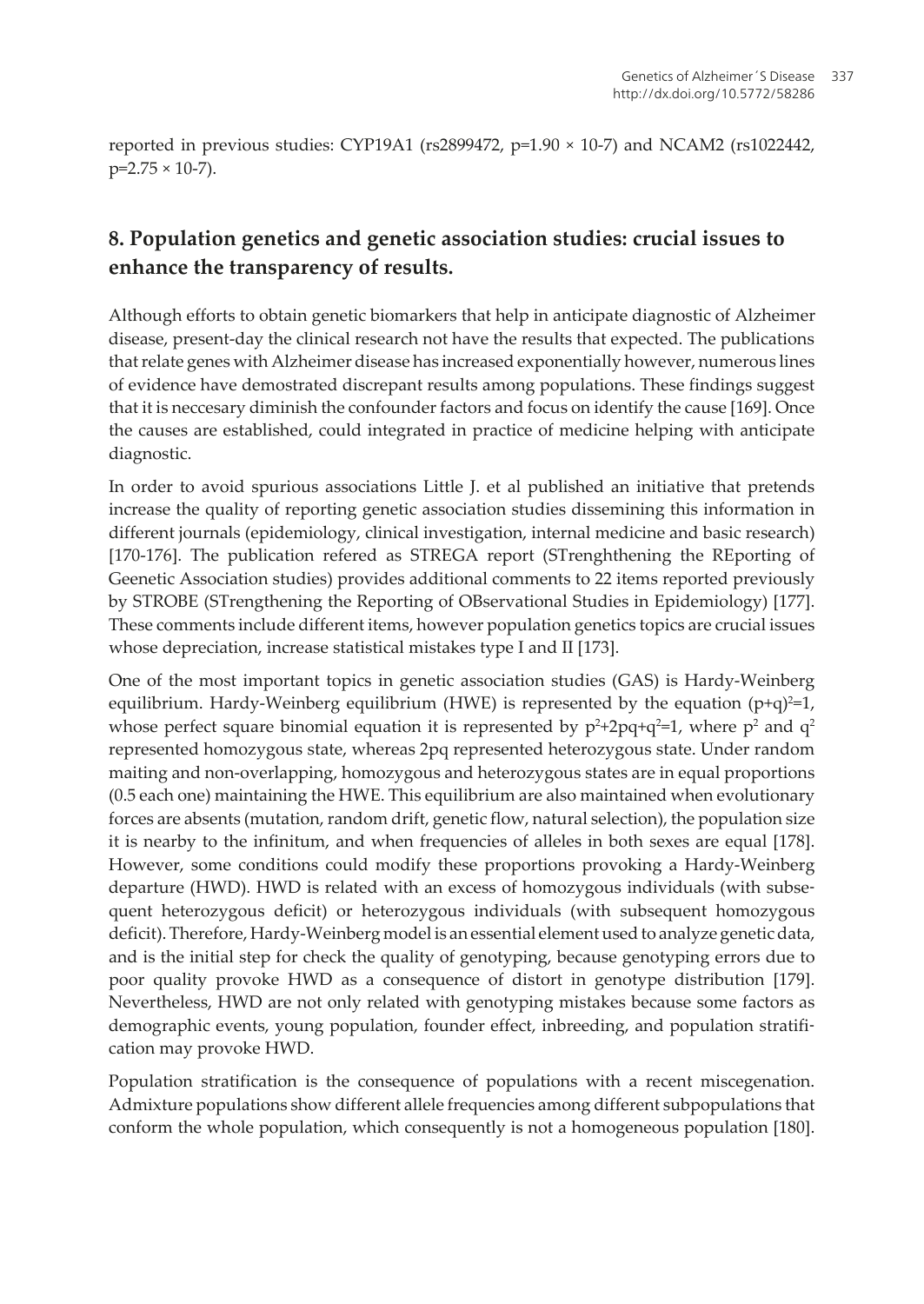reported in previous studies: CYP19A1 (rs2899472, $p=1.90 \times 10\text{-}7$) and NCAM2 (rs1022442, $p=2.75 \times 10\text{-}7$).

## 8. Population genetics and genetic association studies: crucial issues to enhance the transparency of results.

Although efforts to obtain genetic biomarkers that help in anticipate diagnostic of Alzheimer disease, present-day the clinical research not have the results that expected. The publications that relate genes with Alzheimer disease has increased exponentially however, numerous lines of evidence have demostrated discrepant results among populations. These findings suggest that it is neccesary diminish the confounder factors and focus on identify the cause [169]. Once the causes are established, could integrated in practice of medicine helping with anticipate diagnostic.

In order to avoid spurious associations Little J. et al published an initiative that pretends increase the quality of reporting genetic association studies dissemining this information in different journals (epidemiology, clinical investigation, internal medicine and basic research) [170-176]. The publication refered as STREGA report (STrenghthening the REporting of Geenetic Association studies) provides additional comments to 22 items reported previously by STROBE (STrengthening the Reporting of OBservational Studies in Epidemiology) [177]. These comments include different items, however population genetics topics are crucial issues whose depreciation, increase statistical mistakes type I and II [173].

One of the most important topics in genetic association studies (GAS) is Hardy-Weinberg equilibrium. Hardy-Weinberg equilibrium (HWE) is represented by the equation $(p+q)^2=1$, whose perfect square binomial equation it is represented by $p^2+2pq+q^2=1$, where $p^2$ and $q^2$ represented homozygous state, whereas $2pq$ represented heterozygous state. Under random maiting and non-overlapping, homozygous and heterozygous states are in equal proportions (0.5 each one) maintaining the HWE. This equilibrium are also maintained when evolutionary forces are absents (mutation, random drift, genetic flow, natural selection), the population size it is nearby to the infinitum, and when frequencies of alleles in both sexes are equal [178]. However, some conditions could modify these proportions provoking a Hardy-Weinberg departure (HWD). HWD is related with an excess of homozygous individuals (with subsequent heterozygous deficit) or heterozygous individuals (with subsequent homozygous deficit). Therefore, Hardy-Weinberg model is an essential element used to analyze genetic data, and is the initial step for check the quality of genotyping, because genotyping errors due to poor quality provoke HWD as a consequence of distort in genotype distribution [179]. Nevertheless, HWD are not only related with genotyping mistakes because some factors as demographic events, young population, founder effect, inbreeding, and population stratification may provoke HWD.

Population stratification is the consequence of populations with a recent miscegenation. Admixture populations show different allele frequencies among different subpopulations that conform the whole population, which consequently is not a homogeneous population [180].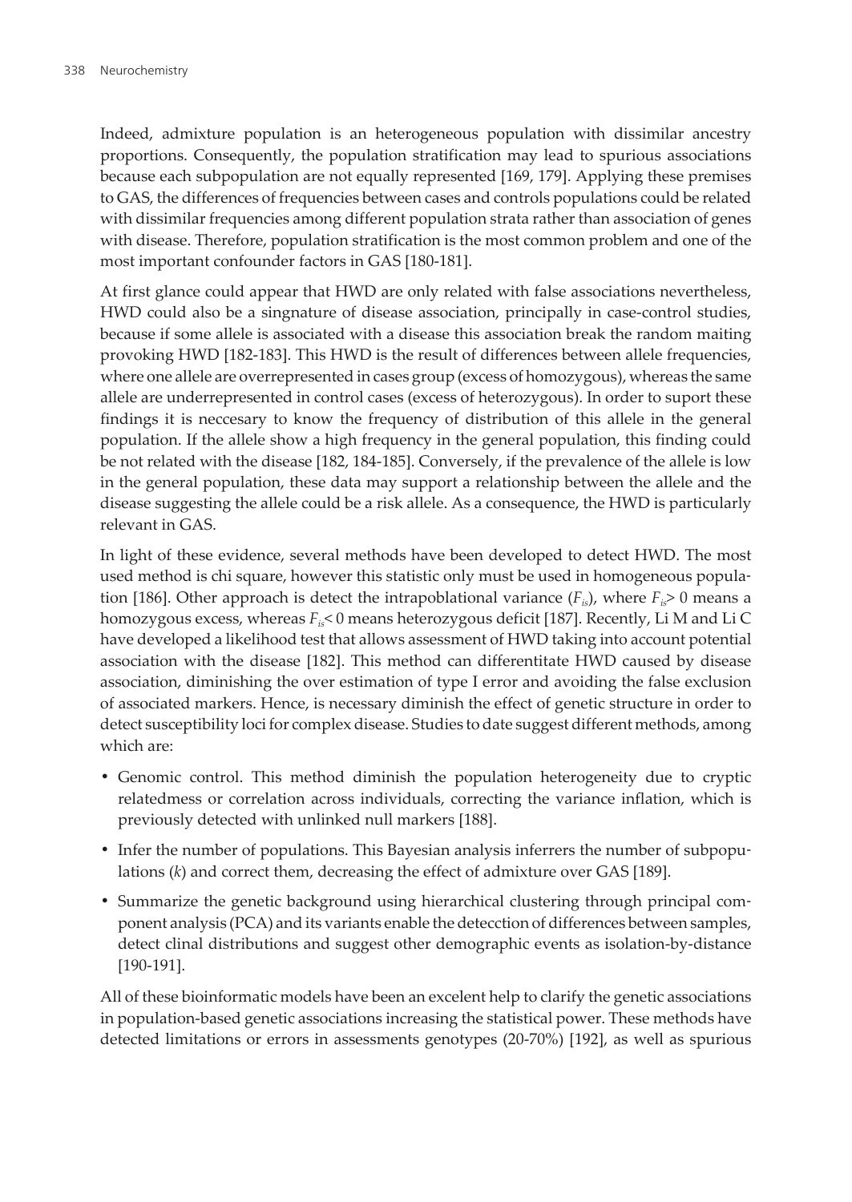Indeed, admixture population is an heterogeneous population with dissimilar ancestry proportions. Consequently, the population stratification may lead to spurious associations because each subpopulation are not equally represented [169, 179]. Applying these premises to GAS, the differences of frequencies between cases and controls populations could be related with dissimilar frequencies among different population strata rather than association of genes with disease. Therefore, population stratification is the most common problem and one of the most important confounder factors in GAS [180-181].

At first glance could appear that HWD are only related with false associations nevertheless, HWD could also be a singnature of disease association, principally in case-control studies, because if some allele is associated with a disease this association break the random maiting provoking HWD [182-183]. This HWD is the result of differences between allele frequencies, where one allele are overrepresented in cases group (excess of homozygous), whereas the same allele are underrepresented in control cases (excess of heterozygous). In order to suport these findings it is neccesary to know the frequency of distribution of this allele in the general population. If the allele show a high frequency in the general population, this finding could be not related with the disease [182, 184-185]. Conversely, if the prevalence of the allele is low in the general population, these data may support a relationship between the allele and the disease suggesting the allele could be a risk allele. As a consequence, the HWD is particularly relevant in GAS.

In light of these evidence, several methods have been developed to detect HWD. The most used method is chi square, however this statistic only must be used in homogeneous population [186]. Other approach is detect the intrapoblational variance ($F_{is}$), where $F_{is} > 0$ means a homozygous excess, whereas $F_{is} < 0$ means heterozygous deficit [187]. Recently, Li M and Li C have developed a likelihood test that allows assessment of HWD taking into account potential association with the disease [182]. This method can differentitate HWD caused by disease association, diminishing the over estimation of type I error and avoiding the false exclusion of associated markers. Hence, is necessary diminish the effect of genetic structure in order to detect susceptibility loci for complex disease. Studies to date suggest different methods, among which are:

- Genomic control. This method diminish the population heterogeneity due to cryptic relatedmess or correlation across individuals, correcting the variance inflation, which is previously detected with unlinked null markers [188].
- Infer the number of populations. This Bayesian analysis inferrers the number of subpopulations (*k*) and correct them, decreasing the effect of admixture over GAS [189].
- Summarize the genetic background using hierarchical clustering through principal component analysis (PCA) and its variants enable the detecction of differences between samples, detect clinal distributions and suggest other demographic events as isolation-by-distance [190-191].

All of these bioinformatic models have been an excelent help to clarify the genetic associations in population-based genetic associations increasing the statistical power. These methods have detected limitations or errors in assessments genotypes (20-70%) [192], as well as spurious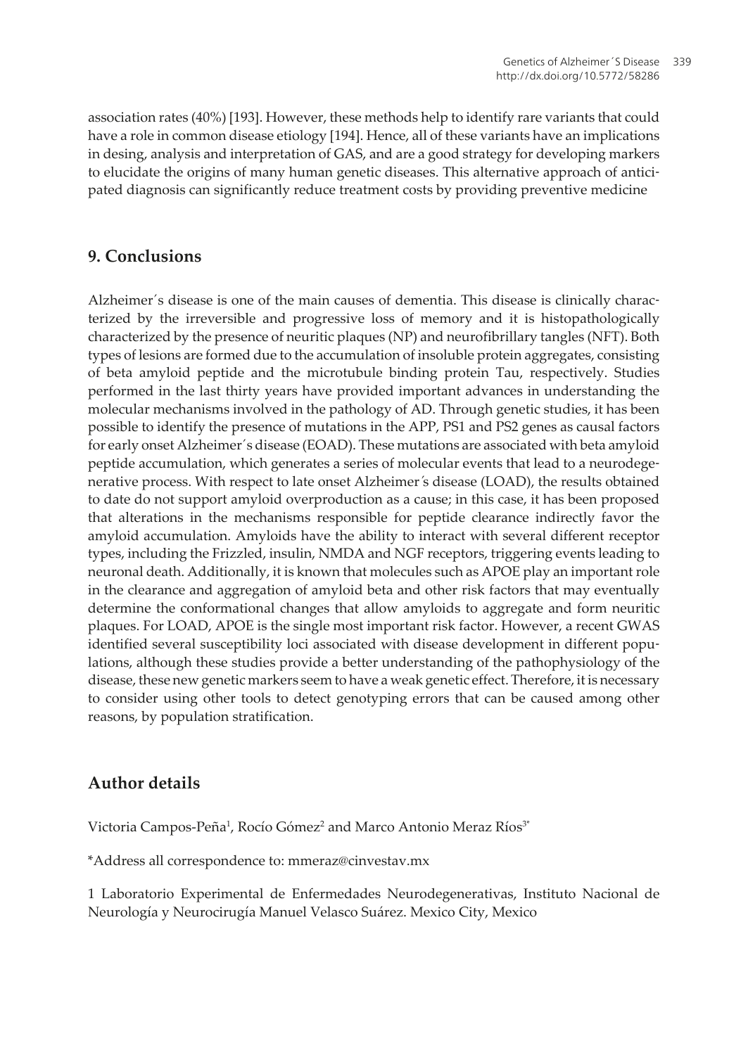association rates (40%) [193]. However, these methods help to identify rare variants that could have a role in common disease etiology [194]. Hence, all of these variants have an implications in desing, analysis and interpretation of GAS, and are a good strategy for developing markers to elucidate the origins of many human genetic diseases. This alternative approach of anticipated diagnosis can significantly reduce treatment costs by providing preventive medicine

## 9. Conclusions

Alzheimer´s disease is one of the main causes of dementia. This disease is clinically characterized by the irreversible and progressive loss of memory and it is histopathologically characterized by the presence of neuritic plaques (NP) and neurofibrillary tangles (NFT). Both types of lesions are formed due to the accumulation of insoluble protein aggregates, consisting of beta amyloid peptide and the microtubule binding protein Tau, respectively. Studies performed in the last thirty years have provided important advances in understanding the molecular mechanisms involved in the pathology of AD. Through genetic studies, it has been possible to identify the presence of mutations in the APP, PS1 and PS2 genes as causal factors for early onset Alzheimer´s disease (EOAD). These mutations are associated with beta amyloid peptide accumulation, which generates a series of molecular events that lead to a neurodegenerative process. With respect to late onset Alzheimer´s disease (LOAD), the results obtained to date do not support amyloid overproduction as a cause; in this case, it has been proposed that alterations in the mechanisms responsible for peptide clearance indirectly favor the amyloid accumulation. Amyloids have the ability to interact with several different receptor types, including the Frizzled, insulin, NMDA and NGF receptors, triggering events leading to neuronal death. Additionally, it is known that molecules such as APOE play an important role in the clearance and aggregation of amyloid beta and other risk factors that may eventually determine the conformational changes that allow amyloids to aggregate and form neuritic plaques. For LOAD, APOE is the single most important risk factor. However, a recent GWAS identified several susceptibility loci associated with disease development in different populations, although these studies provide a better understanding of the pathophysiology of the disease, these new genetic markers seem to have a weak genetic effect. Therefore, it is necessary to consider using other tools to detect genotyping errors that can be caused among other reasons, by population stratification.

## Author details

Victoria Campos-Peña[1], Rocío Gómez[2] and Marco Antonio Meraz Ríos[3*]

*Address all correspondence to: mmeraz@cinvestav.mx

1 Laboratorio Experimental de Enfermedades Neurodegenerativas, Instituto Nacional de Neurología y Neurocirugía Manuel Velasco Suárez. Mexico City, Mexico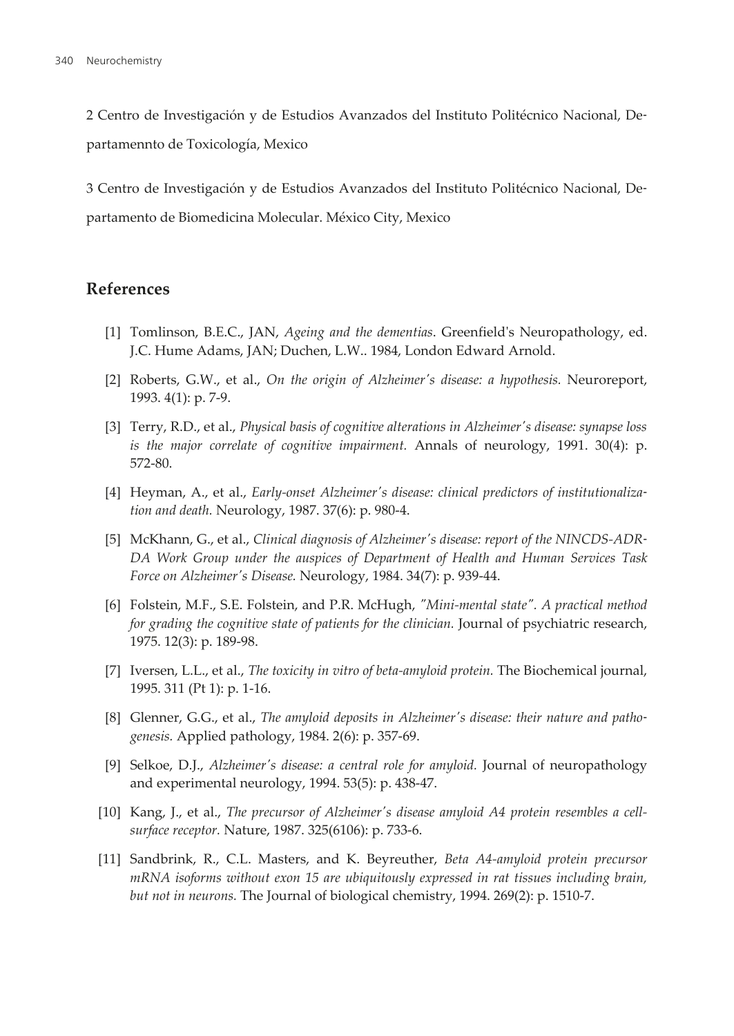2 Centro de Investigación y de Estudios Avanzados del Instituto Politécnico Nacional, Departamennto de Toxicología, Mexico

3 Centro de Investigación y de Estudios Avanzados del Instituto Politécnico Nacional, Departamento de Biomedicina Molecular. México City, Mexico

## References

[1] Tomlinson, B.E.C., JAN, *Ageing and the dementias*. Greenfield's Neuropathology, ed. J.C. Hume Adams, JAN; Duchen, L.W.. 1984, London Edward Arnold.

[2] Roberts, G.W., et al., *On the origin of Alzheimer's disease: a hypothesis.* Neuroreport, 1993. 4(1): p. 7-9.

[3] Terry, R.D., et al., *Physical basis of cognitive alterations in Alzheimer's disease: synapse loss is the major correlate of cognitive impairment.* Annals of neurology, 1991. 30(4): p. 572-80.

[4] Heyman, A., et al., *Early-onset Alzheimer's disease: clinical predictors of institutionalization and death.* Neurology, 1987. 37(6): p. 980-4.

[5] McKhann, G., et al., *Clinical diagnosis of Alzheimer's disease: report of the NINCDS-ADRDA Work Group under the auspices of Department of Health and Human Services Task Force on Alzheimer's Disease.* Neurology, 1984. 34(7): p. 939-44.

[6] Folstein, M.F., S.E. Folstein, and P.R. McHugh, *"Mini-mental state". A practical method for grading the cognitive state of patients for the clinician.* Journal of psychiatric research, 1975. 12(3): p. 189-98.

[7] Iversen, L.L., et al., *The toxicity in vitro of beta-amyloid protein.* The Biochemical journal, 1995. 311 (Pt 1): p. 1-16.

[8] Glenner, G.G., et al., *The amyloid deposits in Alzheimer's disease: their nature and pathogenesis.* Applied pathology, 1984. 2(6): p. 357-69.

[9] Selkoe, D.J., *Alzheimer's disease: a central role for amyloid.* Journal of neuropathology and experimental neurology, 1994. 53(5): p. 438-47.

[10] Kang, J., et al., *The precursor of Alzheimer's disease amyloid A4 protein resembles a cell-surface receptor.* Nature, 1987. 325(6106): p. 733-6.

[11] Sandbrink, R., C.L. Masters, and K. Beyreuther, *Beta A4-amyloid protein precursor mRNA isoforms without exon 15 are ubiquitously expressed in rat tissues including brain, but not in neurons.* The Journal of biological chemistry, 1994. 269(2): p. 1510-7.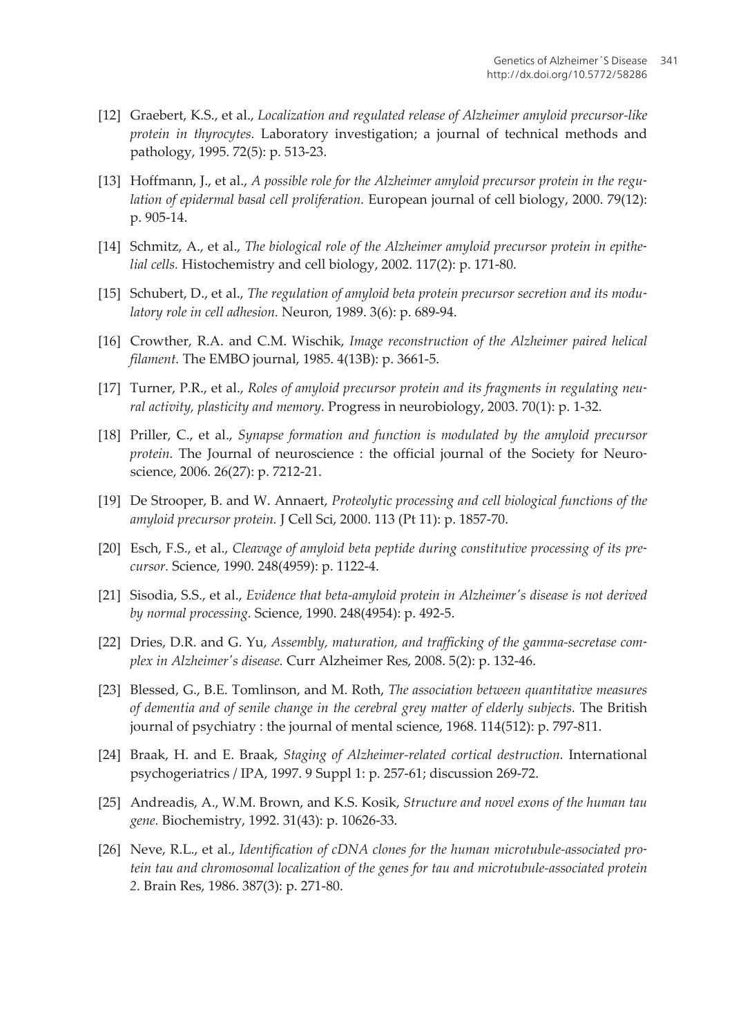[12] Graebert, K.S., et al., *Localization and regulated release of Alzheimer amyloid precursor-like protein in thyrocytes.* Laboratory investigation; a journal of technical methods and pathology, 1995. 72(5): p. 513-23.

[13] Hoffmann, J., et al., *A possible role for the Alzheimer amyloid precursor protein in the regulation of epidermal basal cell proliferation.* European journal of cell biology, 2000. 79(12): p. 905-14.

[14] Schmitz, A., et al., *The biological role of the Alzheimer amyloid precursor protein in epithelial cells.* Histochemistry and cell biology, 2002. 117(2): p. 171-80.

[15] Schubert, D., et al., *The regulation of amyloid beta protein precursor secretion and its modulatory role in cell adhesion.* Neuron, 1989. 3(6): p. 689-94.

[16] Crowther, R.A. and C.M. Wischik, *Image reconstruction of the Alzheimer paired helical filament.* The EMBO journal, 1985. 4(13B): p. 3661-5.

[17] Turner, P.R., et al., *Roles of amyloid precursor protein and its fragments in regulating neural activity, plasticity and memory.* Progress in neurobiology, 2003. 70(1): p. 1-32.

[18] Priller, C., et al., *Synapse formation and function is modulated by the amyloid precursor protein.* The Journal of neuroscience : the official journal of the Society for Neuroscience, 2006. 26(27): p. 7212-21.

[19] De Strooper, B. and W. Annaert, *Proteolytic processing and cell biological functions of the amyloid precursor protein.* J Cell Sci, 2000. 113 (Pt 11): p. 1857-70.

[20] Esch, F.S., et al., *Cleavage of amyloid beta peptide during constitutive processing of its precursor.* Science, 1990. 248(4959): p. 1122-4.

[21] Sisodia, S.S., et al., *Evidence that beta-amyloid protein in Alzheimer's disease is not derived by normal processing.* Science, 1990. 248(4954): p. 492-5.

[22] Dries, D.R. and G. Yu, *Assembly, maturation, and trafficking of the gamma-secretase complex in Alzheimer's disease.* Curr Alzheimer Res, 2008. 5(2): p. 132-46.

[23] Blessed, G., B.E. Tomlinson, and M. Roth, *The association between quantitative measures of dementia and of senile change in the cerebral grey matter of elderly subjects.* The British journal of psychiatry : the journal of mental science, 1968. 114(512): p. 797-811.

[24] Braak, H. and E. Braak, *Staging of Alzheimer-related cortical destruction.* International psychogeriatrics / IPA, 1997. 9 Suppl 1: p. 257-61; discussion 269-72.

[25] Andreadis, A., W.M. Brown, and K.S. Kosik, *Structure and novel exons of the human tau gene.* Biochemistry, 1992. 31(43): p. 10626-33.

[26] Neve, R.L., et al., *Identification of cDNA clones for the human microtubule-associated protein tau and chromosomal localization of the genes for tau and microtubule-associated protein 2.* Brain Res, 1986. 387(3): p. 271-80.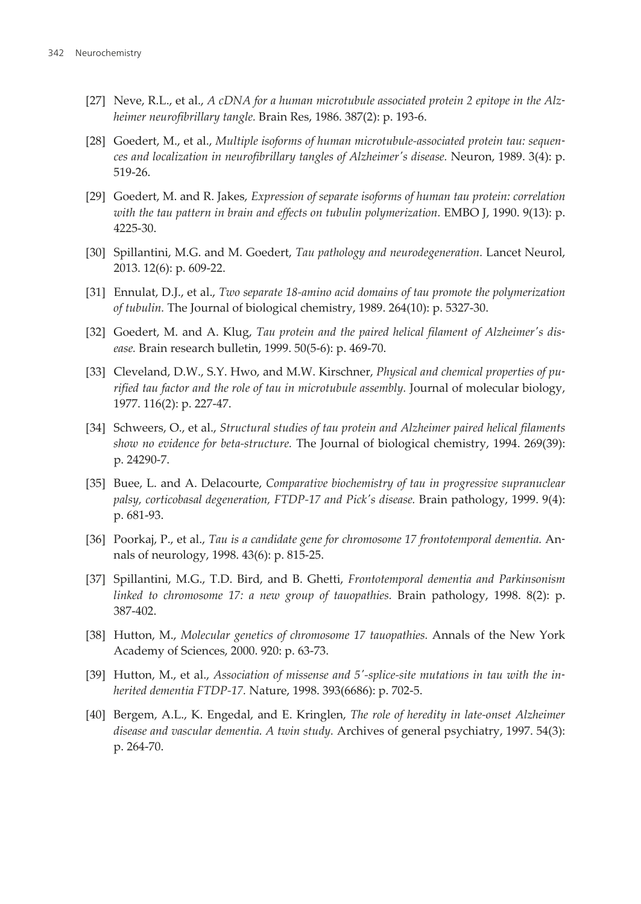[27] Neve, R.L., et al., *A cDNA for a human microtubule associated protein 2 epitope in the Alzheimer neurofibrillary tangle.* Brain Res, 1986. 387(2): p. 193-6.

[28] Goedert, M., et al., *Multiple isoforms of human microtubule-associated protein tau: sequences and localization in neurofibrillary tangles of Alzheimer's disease.* Neuron, 1989. 3(4): p. 519-26.

[29] Goedert, M. and R. Jakes, *Expression of separate isoforms of human tau protein: correlation with the tau pattern in brain and effects on tubulin polymerization.* EMBO J, 1990. 9(13): p. 4225-30.

[30] Spillantini, M.G. and M. Goedert, *Tau pathology and neurodegeneration.* Lancet Neurol, 2013. 12(6): p. 609-22.

[31] Ennulat, D.J., et al., *Two separate 18-amino acid domains of tau promote the polymerization of tubulin.* The Journal of biological chemistry, 1989. 264(10): p. 5327-30.

[32] Goedert, M. and A. Klug, *Tau protein and the paired helical filament of Alzheimer's disease.* Brain research bulletin, 1999. 50(5-6): p. 469-70.

[33] Cleveland, D.W., S.Y. Hwo, and M.W. Kirschner, *Physical and chemical properties of purified tau factor and the role of tau in microtubule assembly.* Journal of molecular biology, 1977. 116(2): p. 227-47.

[34] Schweers, O., et al., *Structural studies of tau protein and Alzheimer paired helical filaments show no evidence for beta-structure.* The Journal of biological chemistry, 1994. 269(39): p. 24290-7.

[35] Buee, L. and A. Delacourte, *Comparative biochemistry of tau in progressive supranuclear palsy, corticobasal degeneration, FTDP-17 and Pick's disease.* Brain pathology, 1999. 9(4): p. 681-93.

[36] Poorkaj, P., et al., *Tau is a candidate gene for chromosome 17 frontotemporal dementia.* Annals of neurology, 1998. 43(6): p. 815-25.

[37] Spillantini, M.G., T.D. Bird, and B. Ghetti, *Frontotemporal dementia and Parkinsonism linked to chromosome 17: a new group of tauopathies.* Brain pathology, 1998. 8(2): p. 387-402.

[38] Hutton, M., *Molecular genetics of chromosome 17 tauopathies.* Annals of the New York Academy of Sciences, 2000. 920: p. 63-73.

[39] Hutton, M., et al., *Association of missense and 5'-splice-site mutations in tau with the inherited dementia FTDP-17.* Nature, 1998. 393(6686): p. 702-5.

[40] Bergem, A.L., K. Engedal, and E. Kringlen, *The role of heredity in late-onset Alzheimer disease and vascular dementia. A twin study.* Archives of general psychiatry, 1997. 54(3): p. 264-70.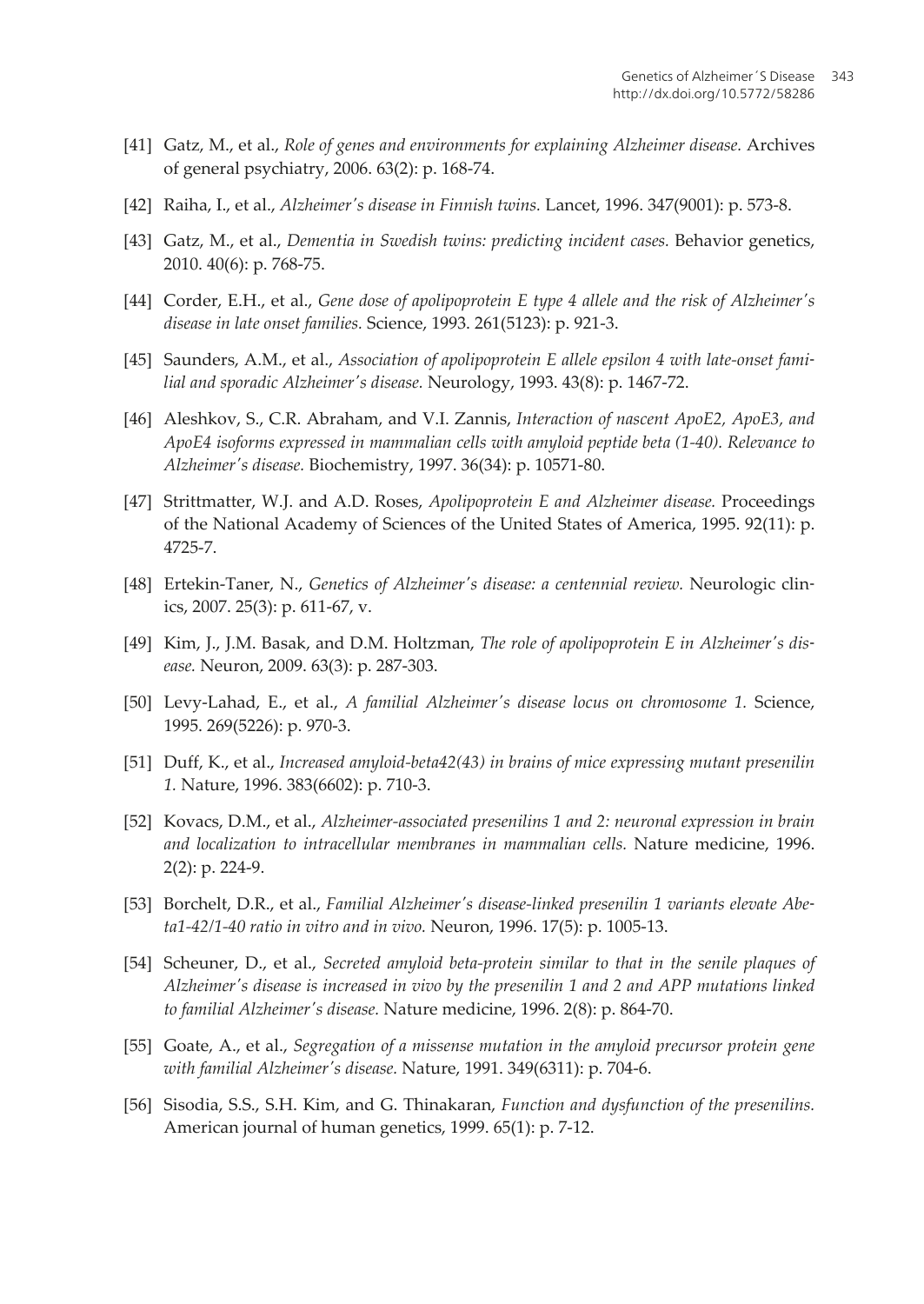[41] Gatz, M., et al., *Role of genes and environments for explaining Alzheimer disease.* Archives of general psychiatry, 2006. 63(2): p. 168-74.

[42] Raiha, I., et al., *Alzheimer's disease in Finnish twins.* Lancet, 1996. 347(9001): p. 573-8.

[43] Gatz, M., et al., *Dementia in Swedish twins: predicting incident cases.* Behavior genetics, 2010. 40(6): p. 768-75.

[44] Corder, E.H., et al., *Gene dose of apolipoprotein E type 4 allele and the risk of Alzheimer's disease in late onset families.* Science, 1993. 261(5123): p. 921-3.

[45] Saunders, A.M., et al., *Association of apolipoprotein E allele epsilon 4 with late-onset familial and sporadic Alzheimer's disease.* Neurology, 1993. 43(8): p. 1467-72.

[46] Aleshkov, S., C.R. Abraham, and V.I. Zannis, *Interaction of nascent ApoE2, ApoE3, and ApoE4 isoforms expressed in mammalian cells with amyloid peptide beta (1-40). Relevance to Alzheimer's disease.* Biochemistry, 1997. 36(34): p. 10571-80.

[47] Strittmatter, W.J. and A.D. Roses, *Apolipoprotein E and Alzheimer disease.* Proceedings of the National Academy of Sciences of the United States of America, 1995. 92(11): p. 4725-7.

[48] Ertekin-Taner, N., *Genetics of Alzheimer's disease: a centennial review.* Neurologic clinics, 2007. 25(3): p. 611-67, v.

[49] Kim, J., J.M. Basak, and D.M. Holtzman, *The role of apolipoprotein E in Alzheimer's disease.* Neuron, 2009. 63(3): p. 287-303.

[50] Levy-Lahad, E., et al., *A familial Alzheimer's disease locus on chromosome 1.* Science, 1995. 269(5226): p. 970-3.

[51] Duff, K., et al., *Increased amyloid-beta42(43) in brains of mice expressing mutant presenilin 1.* Nature, 1996. 383(6602): p. 710-3.

[52] Kovacs, D.M., et al., *Alzheimer-associated presenilins 1 and 2: neuronal expression in brain and localization to intracellular membranes in mammalian cells.* Nature medicine, 1996. 2(2): p. 224-9.

[53] Borchelt, D.R., et al., *Familial Alzheimer's disease-linked presenilin 1 variants elevate Abeta1-42/1-40 ratio in vitro and in vivo.* Neuron, 1996. 17(5): p. 1005-13.

[54] Scheuner, D., et al., *Secreted amyloid beta-protein similar to that in the senile plaques of Alzheimer's disease is increased in vivo by the presenilin 1 and 2 and APP mutations linked to familial Alzheimer's disease.* Nature medicine, 1996. 2(8): p. 864-70.

[55] Goate, A., et al., *Segregation of a missense mutation in the amyloid precursor protein gene with familial Alzheimer's disease.* Nature, 1991. 349(6311): p. 704-6.

[56] Sisodia, S.S., S.H. Kim, and G. Thinakaran, *Function and dysfunction of the presenilins.* American journal of human genetics, 1999. 65(1): p. 7-12.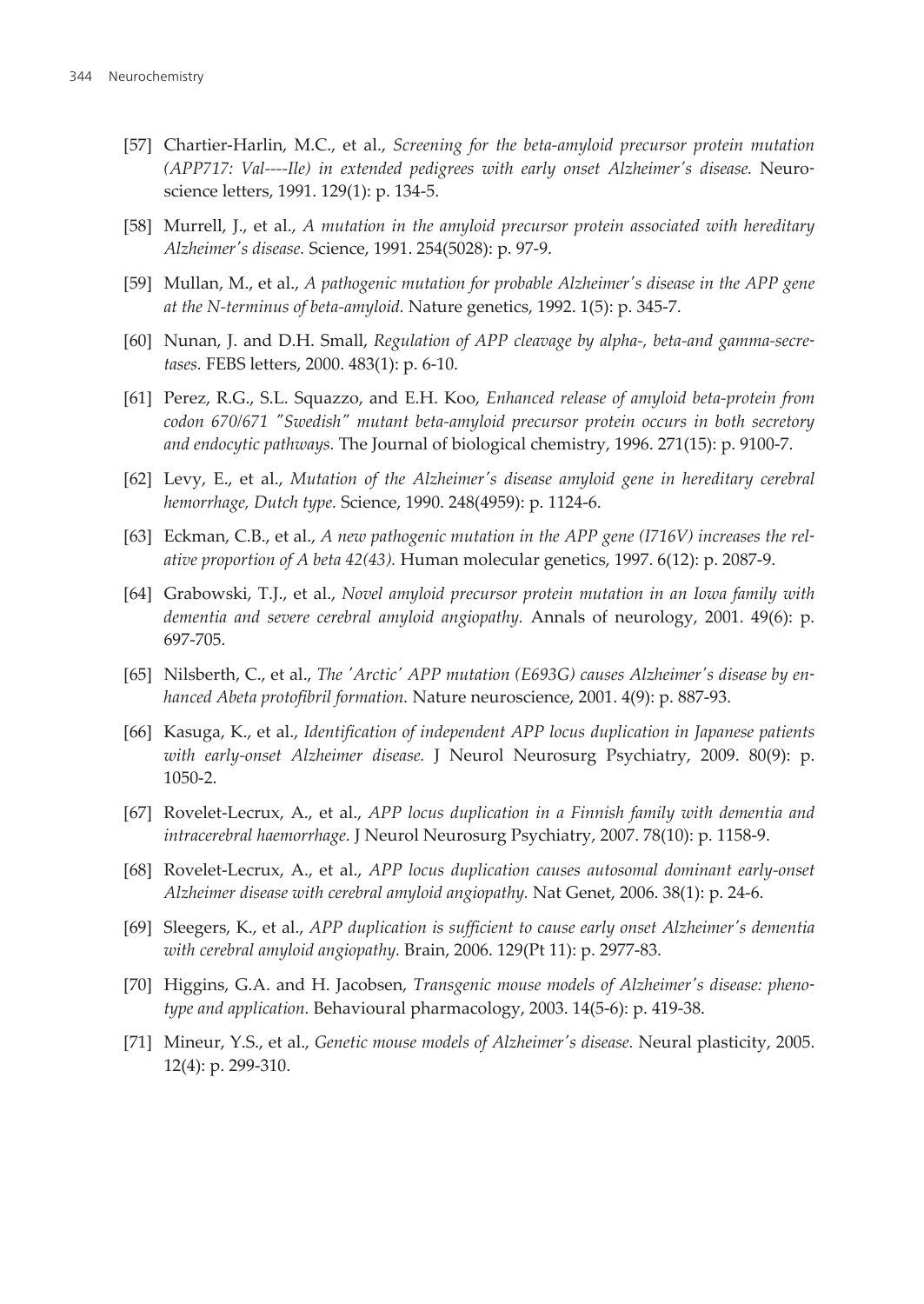[57] Chartier-Harlin, M.C., et al., *Screening for the beta-amyloid precursor protein mutation (APP717: Val----Ile) in extended pedigrees with early onset Alzheimer's disease.* Neuroscience letters, 1991. 129(1): p. 134-5.

[58] Murrell, J., et al., *A mutation in the amyloid precursor protein associated with hereditary Alzheimer's disease.* Science, 1991. 254(5028): p. 97-9.

[59] Mullan, M., et al., *A pathogenic mutation for probable Alzheimer's disease in the APP gene at the N-terminus of beta-amyloid.* Nature genetics, 1992. 1(5): p. 345-7.

[60] Nunan, J. and D.H. Small, *Regulation of APP cleavage by alpha-, beta-and gamma-secretases.* FEBS letters, 2000. 483(1): p. 6-10.

[61] Perez, R.G., S.L. Squazzo, and E.H. Koo, *Enhanced release of amyloid beta-protein from codon 670/671 "Swedish" mutant beta-amyloid precursor protein occurs in both secretory and endocytic pathways.* The Journal of biological chemistry, 1996. 271(15): p. 9100-7.

[62] Levy, E., et al., *Mutation of the Alzheimer's disease amyloid gene in hereditary cerebral hemorrhage, Dutch type.* Science, 1990. 248(4959): p. 1124-6.

[63] Eckman, C.B., et al., *A new pathogenic mutation in the APP gene (I716V) increases the relative proportion of A beta 42(43).* Human molecular genetics, 1997. 6(12): p. 2087-9.

[64] Grabowski, T.J., et al., *Novel amyloid precursor protein mutation in an Iowa family with dementia and severe cerebral amyloid angiopathy.* Annals of neurology, 2001. 49(6): p. 697-705.

[65] Nilsberth, C., et al., *The 'Arctic' APP mutation (E693G) causes Alzheimer's disease by enhanced Abeta protofibril formation.* Nature neuroscience, 2001. 4(9): p. 887-93.

[66] Kasuga, K., et al., *Identification of independent APP locus duplication in Japanese patients with early-onset Alzheimer disease.* J Neurol Neurosurg Psychiatry, 2009. 80(9): p. 1050-2.

[67] Rovelet-Lecrux, A., et al., *APP locus duplication in a Finnish family with dementia and intracerebral haemorrhage.* J Neurol Neurosurg Psychiatry, 2007. 78(10): p. 1158-9.

[68] Rovelet-Lecrux, A., et al., *APP locus duplication causes autosomal dominant early-onset Alzheimer disease with cerebral amyloid angiopathy.* Nat Genet, 2006. 38(1): p. 24-6.

[69] Sleegers, K., et al., *APP duplication is sufficient to cause early onset Alzheimer's dementia with cerebral amyloid angiopathy.* Brain, 2006. 129(Pt 11): p. 2977-83.

[70] Higgins, G.A. and H. Jacobsen, *Transgenic mouse models of Alzheimer's disease: phenotype and application.* Behavioural pharmacology, 2003. 14(5-6): p. 419-38.

[71] Mineur, Y.S., et al., *Genetic mouse models of Alzheimer's disease.* Neural plasticity, 2005. 12(4): p. 299-310.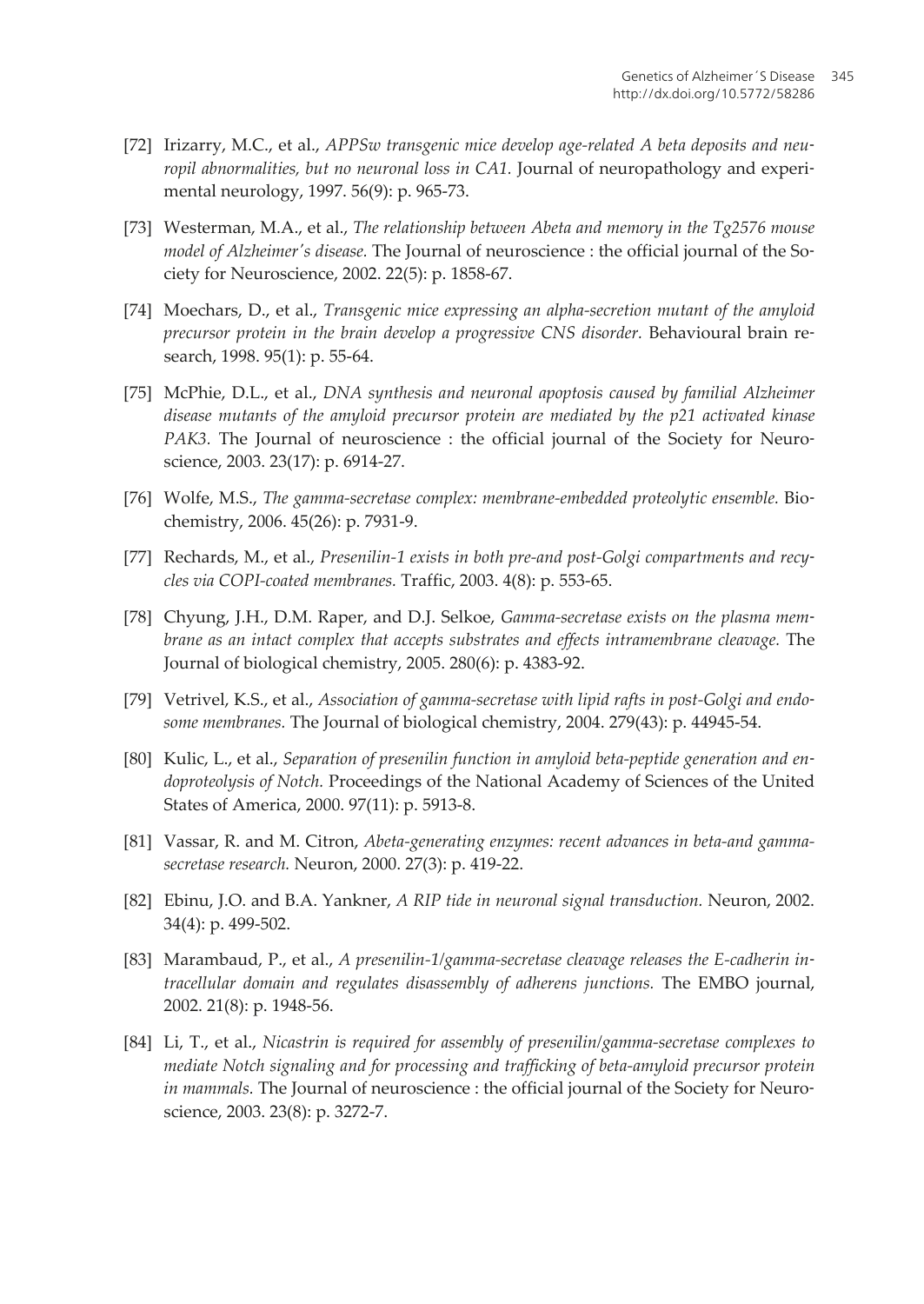[72] Irizarry, M.C., et al., *APPSw transgenic mice develop age-related A beta deposits and neuropil abnormalities, but no neuronal loss in CA1.* Journal of neuropathology and experimental neurology, 1997. 56(9): p. 965-73.

[73] Westerman, M.A., et al., *The relationship between Abeta and memory in the Tg2576 mouse model of Alzheimer's disease.* The Journal of neuroscience : the official journal of the Society for Neuroscience, 2002. 22(5): p. 1858-67.

[74] Moechars, D., et al., *Transgenic mice expressing an alpha-secretion mutant of the amyloid precursor protein in the brain develop a progressive CNS disorder.* Behavioural brain research, 1998. 95(1): p. 55-64.

[75] McPhie, D.L., et al., *DNA synthesis and neuronal apoptosis caused by familial Alzheimer disease mutants of the amyloid precursor protein are mediated by the p21 activated kinase PAK3.* The Journal of neuroscience : the official journal of the Society for Neuroscience, 2003. 23(17): p. 6914-27.

[76] Wolfe, M.S., *The gamma-secretase complex: membrane-embedded proteolytic ensemble.* Biochemistry, 2006. 45(26): p. 7931-9.

[77] Rechards, M., et al., *Presenilin-1 exists in both pre-and post-Golgi compartments and recycles via COPI-coated membranes.* Traffic, 2003. 4(8): p. 553-65.

[78] Chyung, J.H., D.M. Raper, and D.J. Selkoe, *Gamma-secretase exists on the plasma membrane as an intact complex that accepts substrates and effects intramembrane cleavage.* The Journal of biological chemistry, 2005. 280(6): p. 4383-92.

[79] Vetrivel, K.S., et al., *Association of gamma-secretase with lipid rafts in post-Golgi and endosome membranes.* The Journal of biological chemistry, 2004. 279(43): p. 44945-54.

[80] Kulic, L., et al., *Separation of presenilin function in amyloid beta-peptide generation and endoproteolysis of Notch.* Proceedings of the National Academy of Sciences of the United States of America, 2000. 97(11): p. 5913-8.

[81] Vassar, R. and M. Citron, *Abeta-generating enzymes: recent advances in beta-and gamma-secretase research.* Neuron, 2000. 27(3): p. 419-22.

[82] Ebinu, J.O. and B.A. Yankner, *A RIP tide in neuronal signal transduction.* Neuron, 2002. 34(4): p. 499-502.

[83] Marambaud, P., et al., *A presenilin-1/gamma-secretase cleavage releases the E-cadherin intracellular domain and regulates disassembly of adherens junctions.* The EMBO journal, 2002. 21(8): p. 1948-56.

[84] Li, T., et al., *Nicastrin is required for assembly of presenilin/gamma-secretase complexes to mediate Notch signaling and for processing and trafficking of beta-amyloid precursor protein in mammals.* The Journal of neuroscience : the official journal of the Society for Neuroscience, 2003. 23(8): p. 3272-7.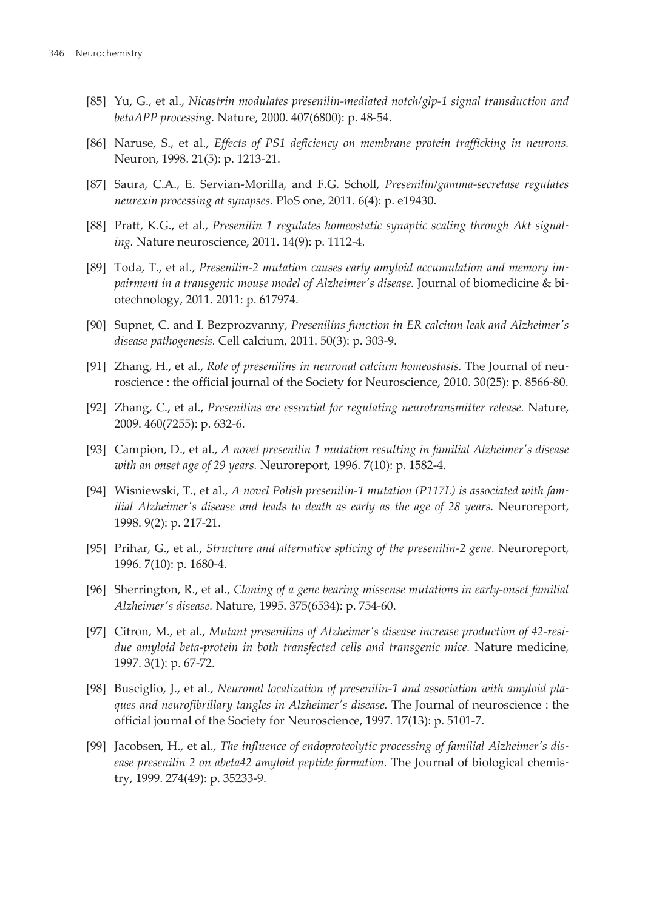[85] Yu, G., et al., *Nicastrin modulates presenilin-mediated notch/glp-1 signal transduction and betaAPP processing.* Nature, 2000. 407(6800): p. 48-54.

[86] Naruse, S., et al., *Effects of PS1 deficiency on membrane protein trafficking in neurons.* Neuron, 1998. 21(5): p. 1213-21.

[87] Saura, C.A., E. Servian-Morilla, and F.G. Scholl, *Presenilin/gamma-secretase regulates neurexin processing at synapses.* PloS one, 2011. 6(4): p. e19430.

[88] Pratt, K.G., et al., *Presenilin 1 regulates homeostatic synaptic scaling through Akt signaling.* Nature neuroscience, 2011. 14(9): p. 1112-4.

[89] Toda, T., et al., *Presenilin-2 mutation causes early amyloid accumulation and memory impairment in a transgenic mouse model of Alzheimer's disease.* Journal of biomedicine & biotechnology, 2011. 2011: p. 617974.

[90] Supnet, C. and I. Bezprozvanny, *Presenilins function in ER calcium leak and Alzheimer's disease pathogenesis.* Cell calcium, 2011. 50(3): p. 303-9.

[91] Zhang, H., et al., *Role of presenilins in neuronal calcium homeostasis.* The Journal of neuroscience : the official journal of the Society for Neuroscience, 2010. 30(25): p. 8566-80.

[92] Zhang, C., et al., *Presenilins are essential for regulating neurotransmitter release.* Nature, 2009. 460(7255): p. 632-6.

[93] Campion, D., et al., *A novel presenilin 1 mutation resulting in familial Alzheimer's disease with an onset age of 29 years.* Neuroreport, 1996. 7(10): p. 1582-4.

[94] Wisniewski, T., et al., *A novel Polish presenilin-1 mutation (P117L) is associated with familial Alzheimer's disease and leads to death as early as the age of 28 years.* Neuroreport, 1998. 9(2): p. 217-21.

[95] Prihar, G., et al., *Structure and alternative splicing of the presenilin-2 gene.* Neuroreport, 1996. 7(10): p. 1680-4.

[96] Sherrington, R., et al., *Cloning of a gene bearing missense mutations in early-onset familial Alzheimer's disease.* Nature, 1995. 375(6534): p. 754-60.

[97] Citron, M., et al., *Mutant presenilins of Alzheimer's disease increase production of 42-residue amyloid beta-protein in both transfected cells and transgenic mice.* Nature medicine, 1997. 3(1): p. 67-72.

[98] Busciglio, J., et al., *Neuronal localization of presenilin-1 and association with amyloid plaques and neurofibrillary tangles in Alzheimer's disease.* The Journal of neuroscience : the official journal of the Society for Neuroscience, 1997. 17(13): p. 5101-7.

[99] Jacobsen, H., et al., *The influence of endoproteolytic processing of familial Alzheimer's disease presenilin 2 on abeta42 amyloid peptide formation.* The Journal of biological chemistry, 1999. 274(49): p. 35233-9.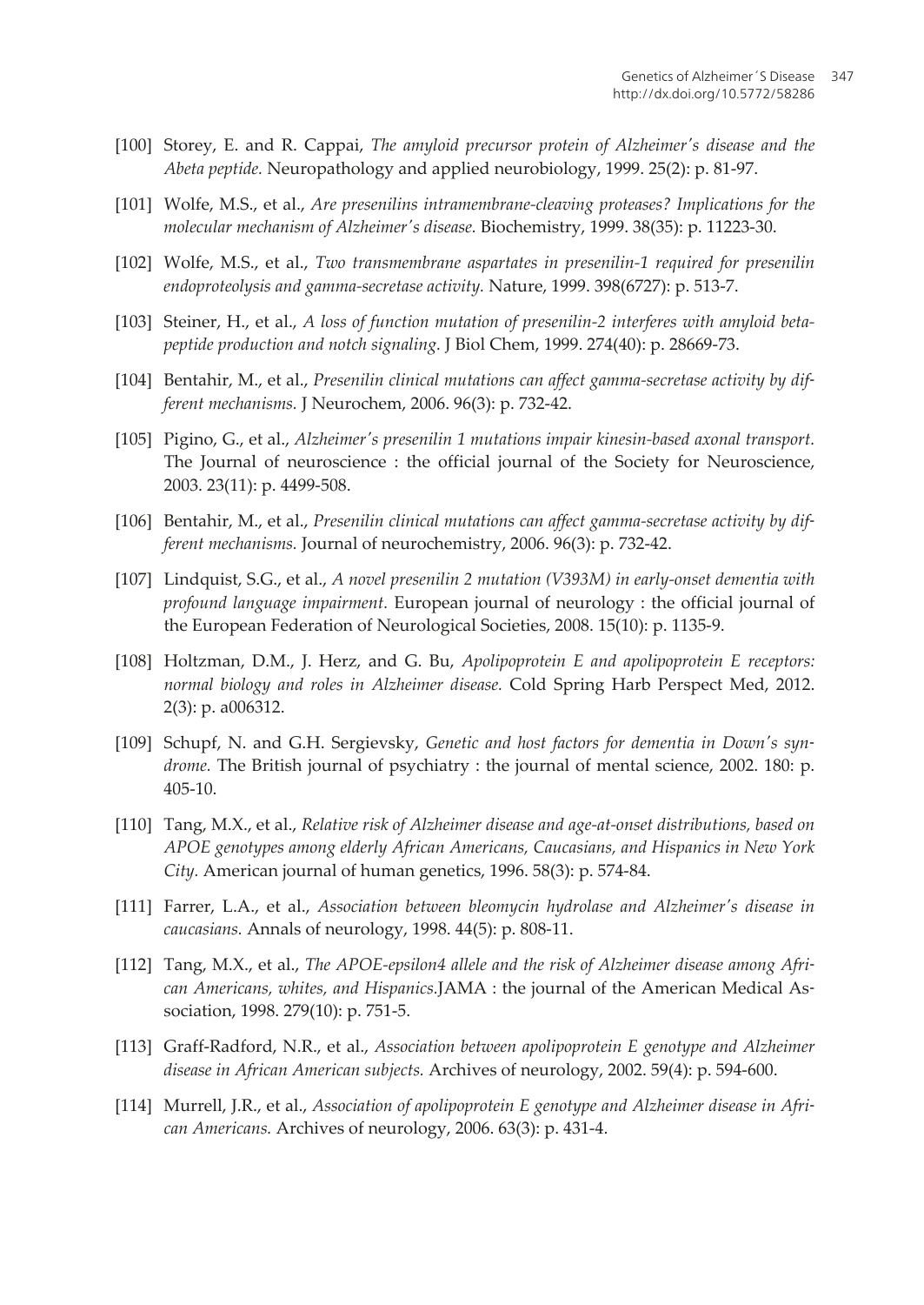[100] Storey, E. and R. Cappai, *The amyloid precursor protein of Alzheimer's disease and the Abeta peptide.* Neuropathology and applied neurobiology, 1999. 25(2): p. 81-97.

[101] Wolfe, M.S., et al., *Are presenilins intramembrane-cleaving proteases? Implications for the molecular mechanism of Alzheimer's disease.* Biochemistry, 1999. 38(35): p. 11223-30.

[102] Wolfe, M.S., et al., *Two transmembrane aspartates in presenilin-1 required for presenilin endoproteolysis and gamma-secretase activity.* Nature, 1999. 398(6727): p. 513-7.

[103] Steiner, H., et al., *A loss of function mutation of presenilin-2 interferes with amyloid beta-peptide production and notch signaling.* J Biol Chem, 1999. 274(40): p. 28669-73.

[104] Bentahir, M., et al., *Presenilin clinical mutations can affect gamma-secretase activity by different mechanisms.* J Neurochem, 2006. 96(3): p. 732-42.

[105] Pigino, G., et al., *Alzheimer's presenilin 1 mutations impair kinesin-based axonal transport.* The Journal of neuroscience : the official journal of the Society for Neuroscience, 2003. 23(11): p. 4499-508.

[106] Bentahir, M., et al., *Presenilin clinical mutations can affect gamma-secretase activity by different mechanisms.* Journal of neurochemistry, 2006. 96(3): p. 732-42.

[107] Lindquist, S.G., et al., *A novel presenilin 2 mutation (V393M) in early-onset dementia with profound language impairment.* European journal of neurology : the official journal of the European Federation of Neurological Societies, 2008. 15(10): p. 1135-9.

[108] Holtzman, D.M., J. Herz, and G. Bu, *Apolipoprotein E and apolipoprotein E receptors: normal biology and roles in Alzheimer disease.* Cold Spring Harb Perspect Med, 2012. 2(3): p. a006312.

[109] Schupf, N. and G.H. Sergievsky, *Genetic and host factors for dementia in Down's syndrome.* The British journal of psychiatry : the journal of mental science, 2002. 180: p. 405-10.

[110] Tang, M.X., et al., *Relative risk of Alzheimer disease and age-at-onset distributions, based on APOE genotypes among elderly African Americans, Caucasians, and Hispanics in New York City.* American journal of human genetics, 1996. 58(3): p. 574-84.

[111] Farrer, L.A., et al., *Association between bleomycin hydrolase and Alzheimer's disease in caucasians.* Annals of neurology, 1998. 44(5): p. 808-11.

[112] Tang, M.X., et al., *The APOE-epsilon4 allele and the risk of Alzheimer disease among African Americans, whites, and Hispanics.*JAMA : the journal of the American Medical Association, 1998. 279(10): p. 751-5.

[113] Graff-Radford, N.R., et al., *Association between apolipoprotein E genotype and Alzheimer disease in African American subjects.* Archives of neurology, 2002. 59(4): p. 594-600.

[114] Murrell, J.R., et al., *Association of apolipoprotein E genotype and Alzheimer disease in African Americans.* Archives of neurology, 2006. 63(3): p. 431-4.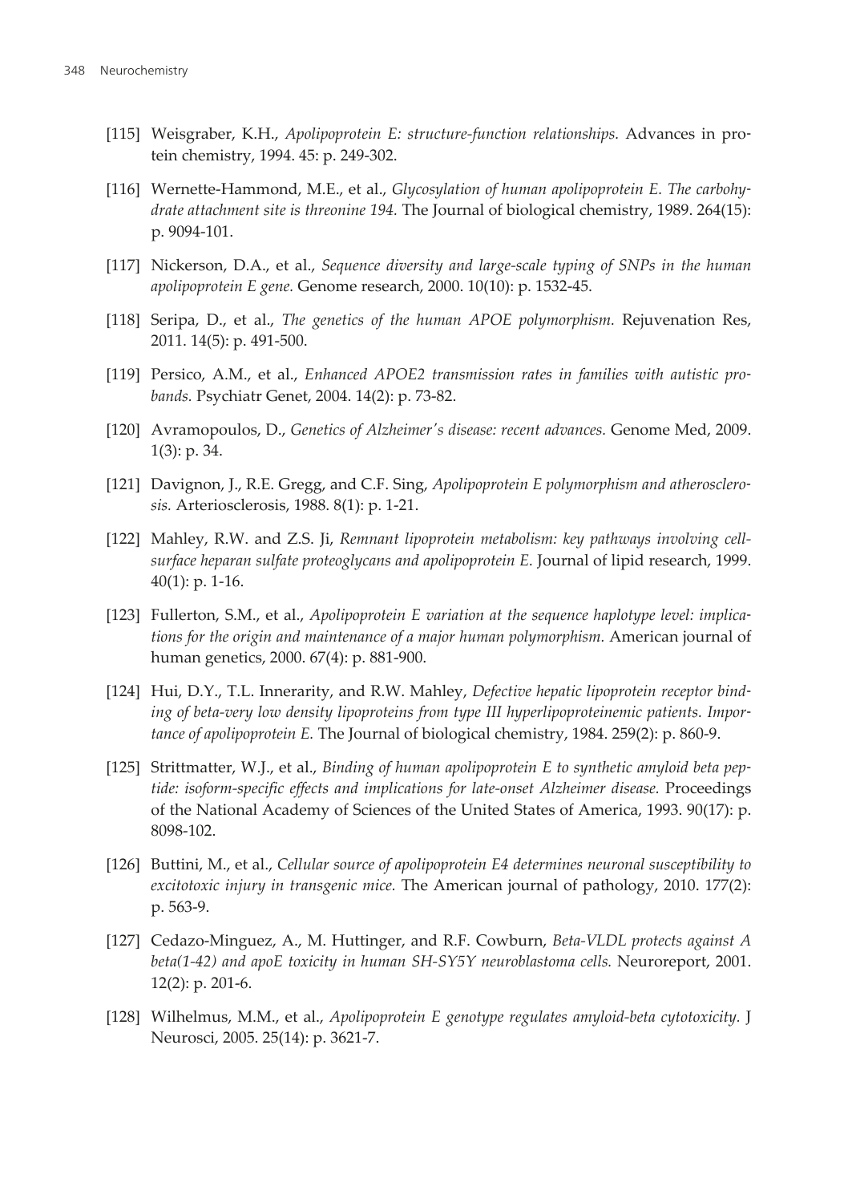[115] Weisgraber, K.H., *Apolipoprotein E: structure-function relationships.* Advances in protein chemistry, 1994. 45: p. 249-302.

[116] Wernette-Hammond, M.E., et al., *Glycosylation of human apolipoprotein E. The carbohydrate attachment site is threonine 194.* The Journal of biological chemistry, 1989. 264(15): p. 9094-101.

[117] Nickerson, D.A., et al., *Sequence diversity and large-scale typing of SNPs in the human apolipoprotein E gene.* Genome research, 2000. 10(10): p. 1532-45.

[118] Seripa, D., et al., *The genetics of the human APOE polymorphism.* Rejuvenation Res, 2011. 14(5): p. 491-500.

[119] Persico, A.M., et al., *Enhanced APOE2 transmission rates in families with autistic probands.* Psychiatr Genet, 2004. 14(2): p. 73-82.

[120] Avramopoulos, D., *Genetics of Alzheimer's disease: recent advances.* Genome Med, 2009. 1(3): p. 34.

[121] Davignon, J., R.E. Gregg, and C.F. Sing, *Apolipoprotein E polymorphism and atherosclerosis.* Arteriosclerosis, 1988. 8(1): p. 1-21.

[122] Mahley, R.W. and Z.S. Ji, *Remnant lipoprotein metabolism: key pathways involving cell-surface heparan sulfate proteoglycans and apolipoprotein E.* Journal of lipid research, 1999. 40(1): p. 1-16.

[123] Fullerton, S.M., et al., *Apolipoprotein E variation at the sequence haplotype level: implications for the origin and maintenance of a major human polymorphism.* American journal of human genetics, 2000. 67(4): p. 881-900.

[124] Hui, D.Y., T.L. Innerarity, and R.W. Mahley, *Defective hepatic lipoprotein receptor binding of beta-very low density lipoproteins from type III hyperlipoproteinemic patients. Importance of apolipoprotein E.* The Journal of biological chemistry, 1984. 259(2): p. 860-9.

[125] Strittmatter, W.J., et al., *Binding of human apolipoprotein E to synthetic amyloid beta peptide: isoform-specific effects and implications for late-onset Alzheimer disease.* Proceedings of the National Academy of Sciences of the United States of America, 1993. 90(17): p. 8098-102.

[126] Buttini, M., et al., *Cellular source of apolipoprotein E4 determines neuronal susceptibility to excitotoxic injury in transgenic mice.* The American journal of pathology, 2010. 177(2): p. 563-9.

[127] Cedazo-Minguez, A., M. Huttinger, and R.F. Cowburn, *Beta-VLDL protects against A beta(1-42) and apoE toxicity in human SH-SY5Y neuroblastoma cells.* Neuroreport, 2001. 12(2): p. 201-6.

[128] Wilhelmus, M.M., et al., *Apolipoprotein E genotype regulates amyloid-beta cytotoxicity.* J Neurosci, 2005. 25(14): p. 3621-7.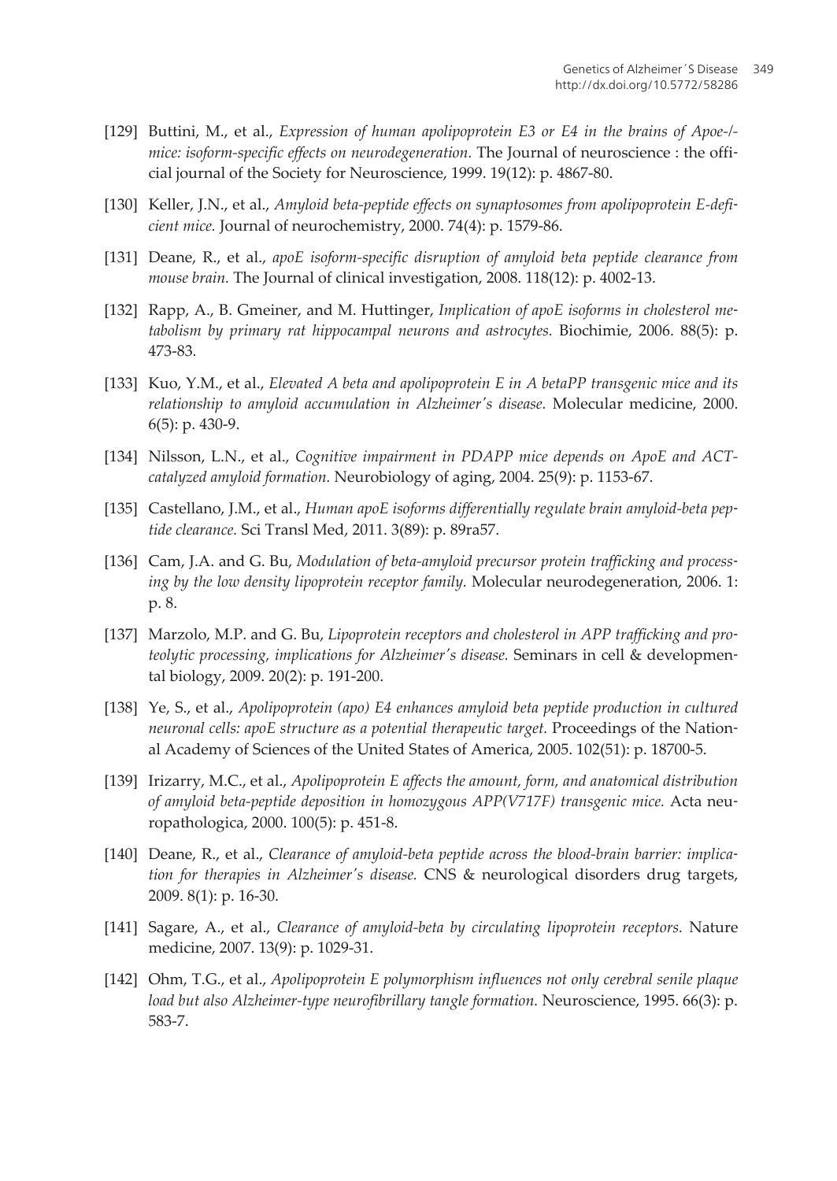[129] Buttini, M., et al., *Expression of human apolipoprotein E3 or E4 in the brains of Apoe-/- mice: isoform-specific effects on neurodegeneration.* The Journal of neuroscience : the official journal of the Society for Neuroscience, 1999. 19(12): p. 4867-80.

[130] Keller, J.N., et al., *Amyloid beta-peptide effects on synaptosomes from apolipoprotein E-deficient mice.* Journal of neurochemistry, 2000. 74(4): p. 1579-86.

[131] Deane, R., et al., *apoE isoform-specific disruption of amyloid beta peptide clearance from mouse brain.* The Journal of clinical investigation, 2008. 118(12): p. 4002-13.

[132] Rapp, A., B. Gmeiner, and M. Huttinger, *Implication of apoE isoforms in cholesterol metabolism by primary rat hippocampal neurons and astrocytes.* Biochimie, 2006. 88(5): p. 473-83.

[133] Kuo, Y.M., et al., *Elevated A beta and apolipoprotein E in A betaPP transgenic mice and its relationship to amyloid accumulation in Alzheimer's disease.* Molecular medicine, 2000. 6(5): p. 430-9.

[134] Nilsson, L.N., et al., *Cognitive impairment in PDAPP mice depends on ApoE and ACT-catalyzed amyloid formation.* Neurobiology of aging, 2004. 25(9): p. 1153-67.

[135] Castellano, J.M., et al., *Human apoE isoforms differentially regulate brain amyloid-beta peptide clearance.* Sci Transl Med, 2011. 3(89): p. 89ra57.

[136] Cam, J.A. and G. Bu, *Modulation of beta-amyloid precursor protein trafficking and processing by the low density lipoprotein receptor family.* Molecular neurodegeneration, 2006. 1: p. 8.

[137] Marzolo, M.P. and G. Bu, *Lipoprotein receptors and cholesterol in APP trafficking and proteolytic processing, implications for Alzheimer's disease.* Seminars in cell & developmental biology, 2009. 20(2): p. 191-200.

[138] Ye, S., et al., *Apolipoprotein (apo) E4 enhances amyloid beta peptide production in cultured neuronal cells: apoE structure as a potential therapeutic target.* Proceedings of the National Academy of Sciences of the United States of America, 2005. 102(51): p. 18700-5.

[139] Irizarry, M.C., et al., *Apolipoprotein E affects the amount, form, and anatomical distribution of amyloid beta-peptide deposition in homozygous APP(V717F) transgenic mice.* Acta neuropathologica, 2000. 100(5): p. 451-8.

[140] Deane, R., et al., *Clearance of amyloid-beta peptide across the blood-brain barrier: implication for therapies in Alzheimer's disease.* CNS & neurological disorders drug targets, 2009. 8(1): p. 16-30.

[141] Sagare, A., et al., *Clearance of amyloid-beta by circulating lipoprotein receptors.* Nature medicine, 2007. 13(9): p. 1029-31.

[142] Ohm, T.G., et al., *Apolipoprotein E polymorphism influences not only cerebral senile plaque load but also Alzheimer-type neurofibrillary tangle formation.* Neuroscience, 1995. 66(3): p. 583-7.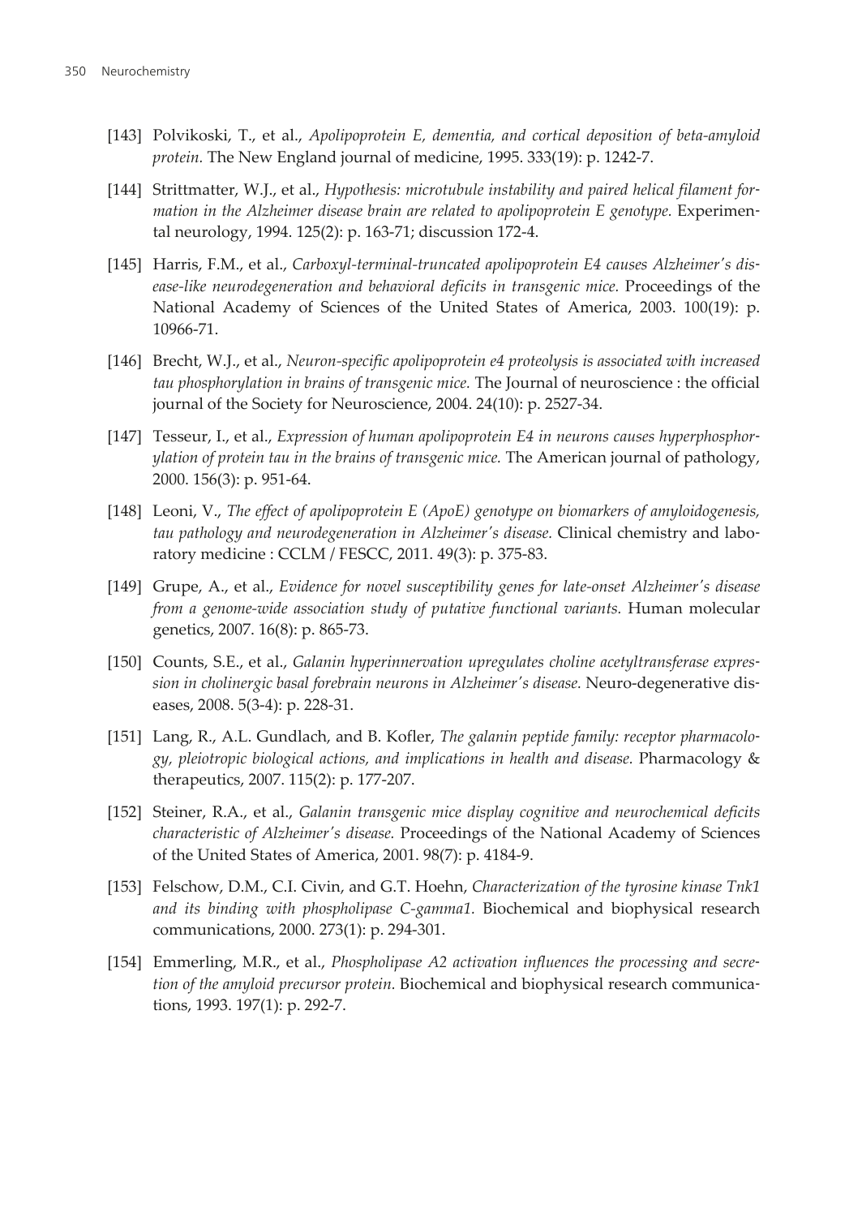[143] Polvikoski, T., et al., *Apolipoprotein E, dementia, and cortical deposition of beta-amyloid protein.* The New England journal of medicine, 1995. 333(19): p. 1242-7.

[144] Strittmatter, W.J., et al., *Hypothesis: microtubule instability and paired helical filament formation in the Alzheimer disease brain are related to apolipoprotein E genotype.* Experimental neurology, 1994. 125(2): p. 163-71; discussion 172-4.

[145] Harris, F.M., et al., *Carboxyl-terminal-truncated apolipoprotein E4 causes Alzheimer's disease-like neurodegeneration and behavioral deficits in transgenic mice.* Proceedings of the National Academy of Sciences of the United States of America, 2003. 100(19): p. 10966-71.

[146] Brecht, W.J., et al., *Neuron-specific apolipoprotein e4 proteolysis is associated with increased tau phosphorylation in brains of transgenic mice.* The Journal of neuroscience : the official journal of the Society for Neuroscience, 2004. 24(10): p. 2527-34.

[147] Tesseur, I., et al., *Expression of human apolipoprotein E4 in neurons causes hyperphosphorylation of protein tau in the brains of transgenic mice.* The American journal of pathology, 2000. 156(3): p. 951-64.

[148] Leoni, V., *The effect of apolipoprotein E (ApoE) genotype on biomarkers of amyloidogenesis, tau pathology and neurodegeneration in Alzheimer's disease.* Clinical chemistry and laboratory medicine : CCLM / FESCC, 2011. 49(3): p. 375-83.

[149] Grupe, A., et al., *Evidence for novel susceptibility genes for late-onset Alzheimer's disease from a genome-wide association study of putative functional variants.* Human molecular genetics, 2007. 16(8): p. 865-73.

[150] Counts, S.E., et al., *Galanin hyperinnervation upregulates choline acetyltransferase expression in cholinergic basal forebrain neurons in Alzheimer's disease.* Neuro-degenerative diseases, 2008. 5(3-4): p. 228-31.

[151] Lang, R., A.L. Gundlach, and B. Kofler, *The galanin peptide family: receptor pharmacology, pleiotropic biological actions, and implications in health and disease.* Pharmacology & therapeutics, 2007. 115(2): p. 177-207.

[152] Steiner, R.A., et al., *Galanin transgenic mice display cognitive and neurochemical deficits characteristic of Alzheimer's disease.* Proceedings of the National Academy of Sciences of the United States of America, 2001. 98(7): p. 4184-9.

[153] Felschow, D.M., C.I. Civin, and G.T. Hoehn, *Characterization of the tyrosine kinase Tnk1 and its binding with phospholipase C-gamma1.* Biochemical and biophysical research communications, 2000. 273(1): p. 294-301.

[154] Emmerling, M.R., et al., *Phospholipase A2 activation influences the processing and secretion of the amyloid precursor protein.* Biochemical and biophysical research communications, 1993. 197(1): p. 292-7.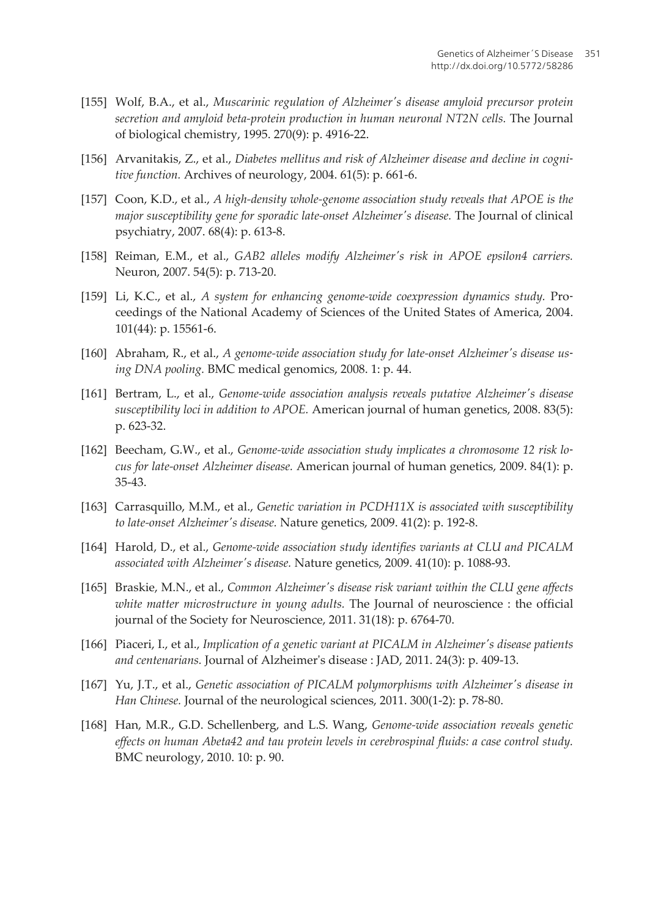[155] Wolf, B.A., et al., *Muscarinic regulation of Alzheimer's disease amyloid precursor protein secretion and amyloid beta-protein production in human neuronal NT2N cells.* The Journal of biological chemistry, 1995. 270(9): p. 4916-22.

[156] Arvanitakis, Z., et al., *Diabetes mellitus and risk of Alzheimer disease and decline in cognitive function.* Archives of neurology, 2004. 61(5): p. 661-6.

[157] Coon, K.D., et al., *A high-density whole-genome association study reveals that APOE is the major susceptibility gene for sporadic late-onset Alzheimer's disease.* The Journal of clinical psychiatry, 2007. 68(4): p. 613-8.

[158] Reiman, E.M., et al., *GAB2 alleles modify Alzheimer's risk in APOE epsilon4 carriers.* Neuron, 2007. 54(5): p. 713-20.

[159] Li, K.C., et al., *A system for enhancing genome-wide coexpression dynamics study.* Proceedings of the National Academy of Sciences of the United States of America, 2004. 101(44): p. 15561-6.

[160] Abraham, R., et al., *A genome-wide association study for late-onset Alzheimer's disease using DNA pooling.* BMC medical genomics, 2008. 1: p. 44.

[161] Bertram, L., et al., *Genome-wide association analysis reveals putative Alzheimer's disease susceptibility loci in addition to APOE.* American journal of human genetics, 2008. 83(5): p. 623-32.

[162] Beecham, G.W., et al., *Genome-wide association study implicates a chromosome 12 risk locus for late-onset Alzheimer disease.* American journal of human genetics, 2009. 84(1): p. 35-43.

[163] Carrasquillo, M.M., et al., *Genetic variation in PCDH11X is associated with susceptibility to late-onset Alzheimer's disease.* Nature genetics, 2009. 41(2): p. 192-8.

[164] Harold, D., et al., *Genome-wide association study identifies variants at CLU and PICALM associated with Alzheimer's disease.* Nature genetics, 2009. 41(10): p. 1088-93.

[165] Braskie, M.N., et al., *Common Alzheimer's disease risk variant within the CLU gene affects white matter microstructure in young adults.* The Journal of neuroscience : the official journal of the Society for Neuroscience, 2011. 31(18): p. 6764-70.

[166] Piaceri, I., et al., *Implication of a genetic variant at PICALM in Alzheimer's disease patients and centenarians.* Journal of Alzheimer's disease : JAD, 2011. 24(3): p. 409-13.

[167] Yu, J.T., et al., *Genetic association of PICALM polymorphisms with Alzheimer's disease in Han Chinese.* Journal of the neurological sciences, 2011. 300(1-2): p. 78-80.

[168] Han, M.R., G.D. Schellenberg, and L.S. Wang, *Genome-wide association reveals genetic effects on human Abeta42 and tau protein levels in cerebrospinal fluids: a case control study.* BMC neurology, 2010. 10: p. 90.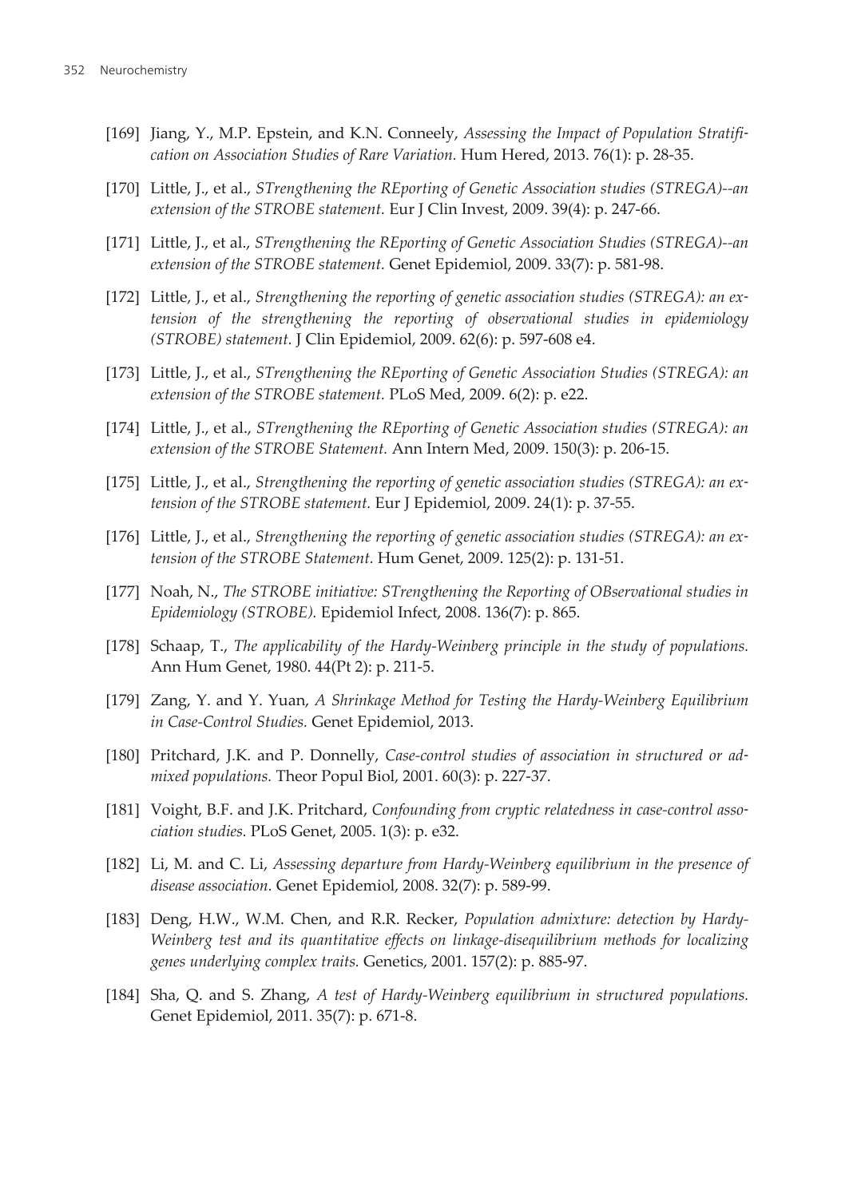[169] Jiang, Y., M.P. Epstein, and K.N. Conneely, *Assessing the Impact of Population Stratification on Association Studies of Rare Variation.* Hum Hered, 2013. 76(1): p. 28-35.

[170] Little, J., et al., *STrengthening the REporting of Genetic Association studies (STREGA)--an extension of the STROBE statement.* Eur J Clin Invest, 2009. 39(4): p. 247-66.

[171] Little, J., et al., *STrengthening the REporting of Genetic Association Studies (STREGA)--an extension of the STROBE statement.* Genet Epidemiol, 2009. 33(7): p. 581-98.

[172] Little, J., et al., *Strengthening the reporting of genetic association studies (STREGA): an extension of the strengthening the reporting of observational studies in epidemiology (STROBE) statement.* J Clin Epidemiol, 2009. 62(6): p. 597-608 e4.

[173] Little, J., et al., *STrengthening the REporting of Genetic Association Studies (STREGA): an extension of the STROBE statement.* PLoS Med, 2009. 6(2): p. e22.

[174] Little, J., et al., *STrengthening the REporting of Genetic Association studies (STREGA): an extension of the STROBE Statement.* Ann Intern Med, 2009. 150(3): p. 206-15.

[175] Little, J., et al., *Strengthening the reporting of genetic association studies (STREGA): an extension of the STROBE statement.* Eur J Epidemiol, 2009. 24(1): p. 37-55.

[176] Little, J., et al., *Strengthening the reporting of genetic association studies (STREGA): an extension of the STROBE Statement.* Hum Genet, 2009. 125(2): p. 131-51.

[177] Noah, N., *The STROBE initiative: STrengthening the Reporting of OBservational studies in Epidemiology (STROBE).* Epidemiol Infect, 2008. 136(7): p. 865.

[178] Schaap, T., *The applicability of the Hardy-Weinberg principle in the study of populations.* Ann Hum Genet, 1980. 44(Pt 2): p. 211-5.

[179] Zang, Y. and Y. Yuan, *A Shrinkage Method for Testing the Hardy-Weinberg Equilibrium in Case-Control Studies.* Genet Epidemiol, 2013.

[180] Pritchard, J.K. and P. Donnelly, *Case-control studies of association in structured or admixed populations.* Theor Popul Biol, 2001. 60(3): p. 227-37.

[181] Voight, B.F. and J.K. Pritchard, *Confounding from cryptic relatedness in case-control association studies.* PLoS Genet, 2005. 1(3): p. e32.

[182] Li, M. and C. Li, *Assessing departure from Hardy-Weinberg equilibrium in the presence of disease association.* Genet Epidemiol, 2008. 32(7): p. 589-99.

[183] Deng, H.W., W.M. Chen, and R.R. Recker, *Population admixture: detection by Hardy-Weinberg test and its quantitative effects on linkage-disequilibrium methods for localizing genes underlying complex traits.* Genetics, 2001. 157(2): p. 885-97.

[184] Sha, Q. and S. Zhang, *A test of Hardy-Weinberg equilibrium in structured populations.* Genet Epidemiol, 2011. 35(7): p. 671-8.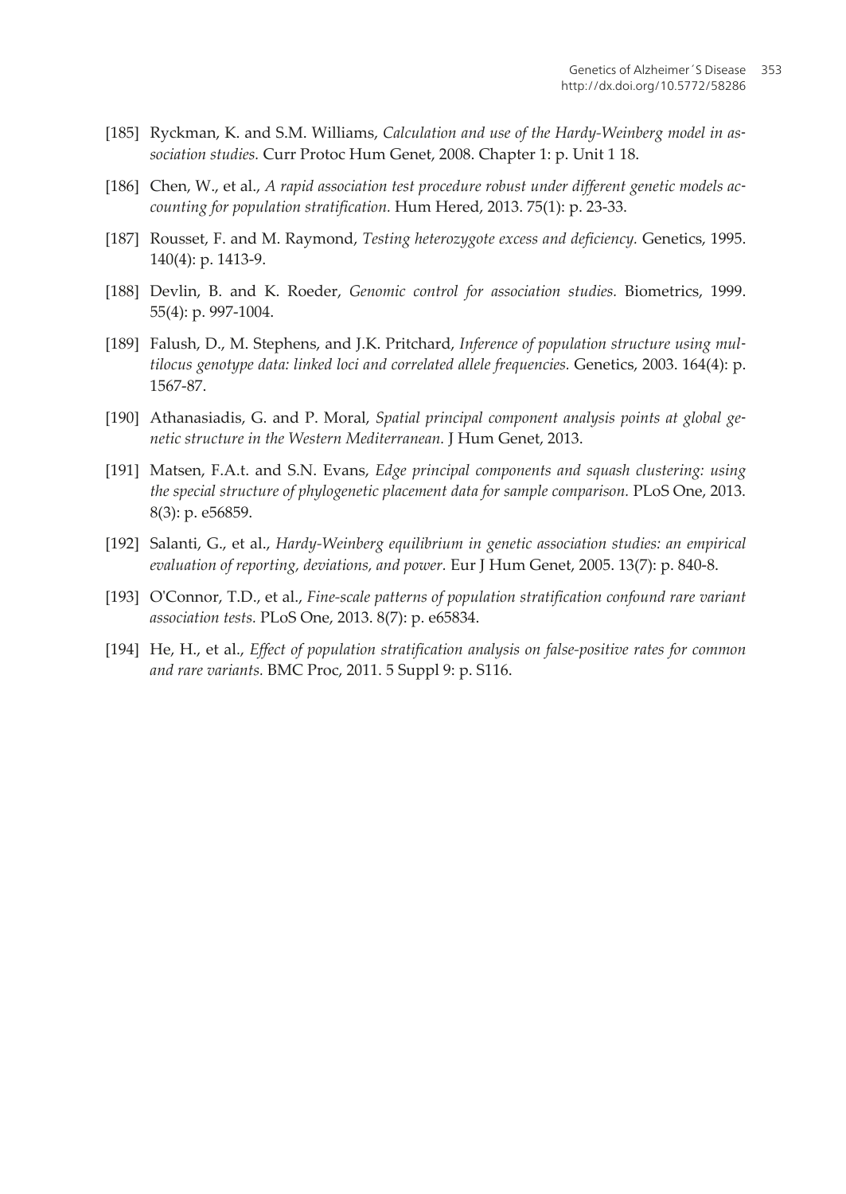[185] Ryckman, K. and S.M. Williams, *Calculation and use of the Hardy-Weinberg model in association studies.* Curr Protoc Hum Genet, 2008. Chapter 1: p. Unit 1 18.

[186] Chen, W., et al., *A rapid association test procedure robust under different genetic models accounting for population stratification.* Hum Hered, 2013. 75(1): p. 23-33.

[187] Rousset, F. and M. Raymond, *Testing heterozygote excess and deficiency.* Genetics, 1995. 140(4): p. 1413-9.

[188] Devlin, B. and K. Roeder, *Genomic control for association studies.* Biometrics, 1999. 55(4): p. 997-1004.

[189] Falush, D., M. Stephens, and J.K. Pritchard, *Inference of population structure using multilocus genotype data: linked loci and correlated allele frequencies.* Genetics, 2003. 164(4): p. 1567-87.

[190] Athanasiadis, G. and P. Moral, *Spatial principal component analysis points at global genetic structure in the Western Mediterranean.* J Hum Genet, 2013.

[191] Matsen, F.A.t. and S.N. Evans, *Edge principal components and squash clustering: using the special structure of phylogenetic placement data for sample comparison.* PLoS One, 2013. 8(3): p. e56859.

[192] Salanti, G., et al., *Hardy-Weinberg equilibrium in genetic association studies: an empirical evaluation of reporting, deviations, and power.* Eur J Hum Genet, 2005. 13(7): p. 840-8.

[193] O'Connor, T.D., et al., *Fine-scale patterns of population stratification confound rare variant association tests.* PLoS One, 2013. 8(7): p. e65834.

[194] He, H., et al., *Effect of population stratification analysis on false-positive rates for common and rare variants.* BMC Proc, 2011. 5 Suppl 9: p. S116.